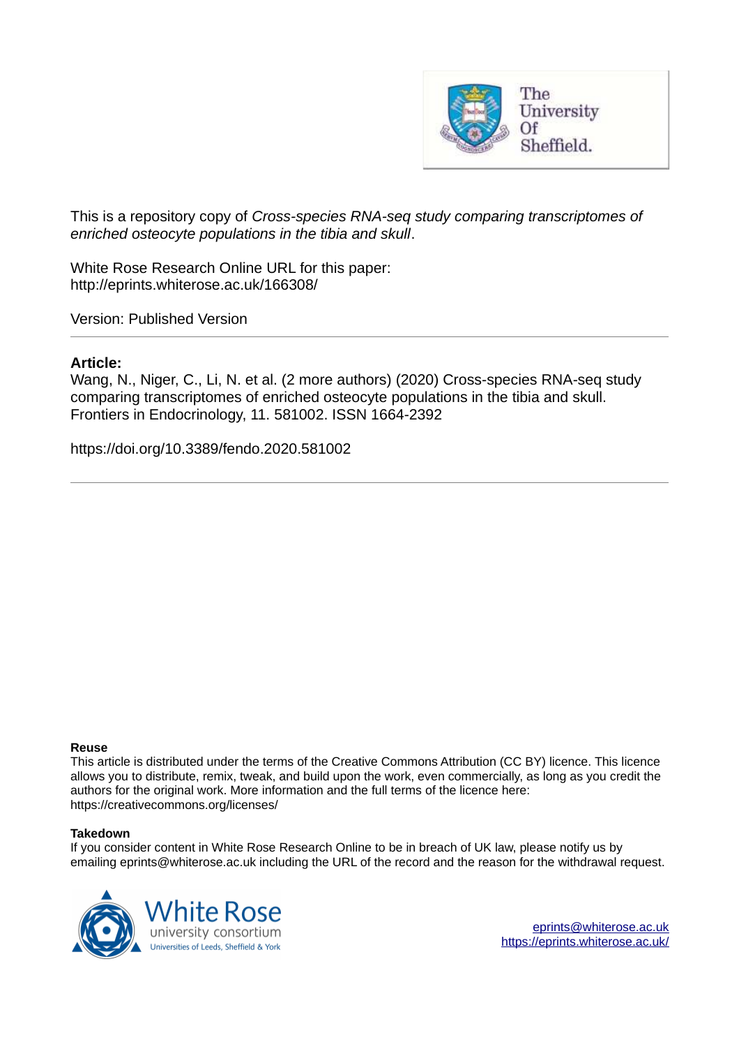The University Of Sheffield.

This is a repository copy of *Cross-species RNA-seq study comparing transcriptomes of enriched osteocyte populations in the tibia and skull*.

White Rose Research Online URL for this paper:
http://eprints.whiterose.ac.uk/166308/

Version: Published Version

## Article:

Wang, N., Niger, C., Li, N. et al. (2 more authors) (2020) Cross-species RNA-seq study comparing transcriptomes of enriched osteocyte populations in the tibia and skull. Frontiers in Endocrinology, 11. 581002. ISSN 1664-2392

https://doi.org/10.3389/fendo.2020.581002

**Reuse**

This article is distributed under the terms of the Creative Commons Attribution (CC BY) licence. This licence allows you to distribute, remix, tweak, and build upon the work, even commercially, as long as you credit the authors for the original work. More information and the full terms of the licence here: https://creativecommons.org/licenses/

**Takedown**

If you consider content in White Rose Research Online to be in breach of UK law, please notify us by emailing eprints@whiterose.ac.uk including the URL of the record and the reason for the withdrawal request.

White Rose university consortium
Universities of Leeds, Sheffield & York

eprints@whiterose.ac.uk
https://eprints.whiterose.ac.uk/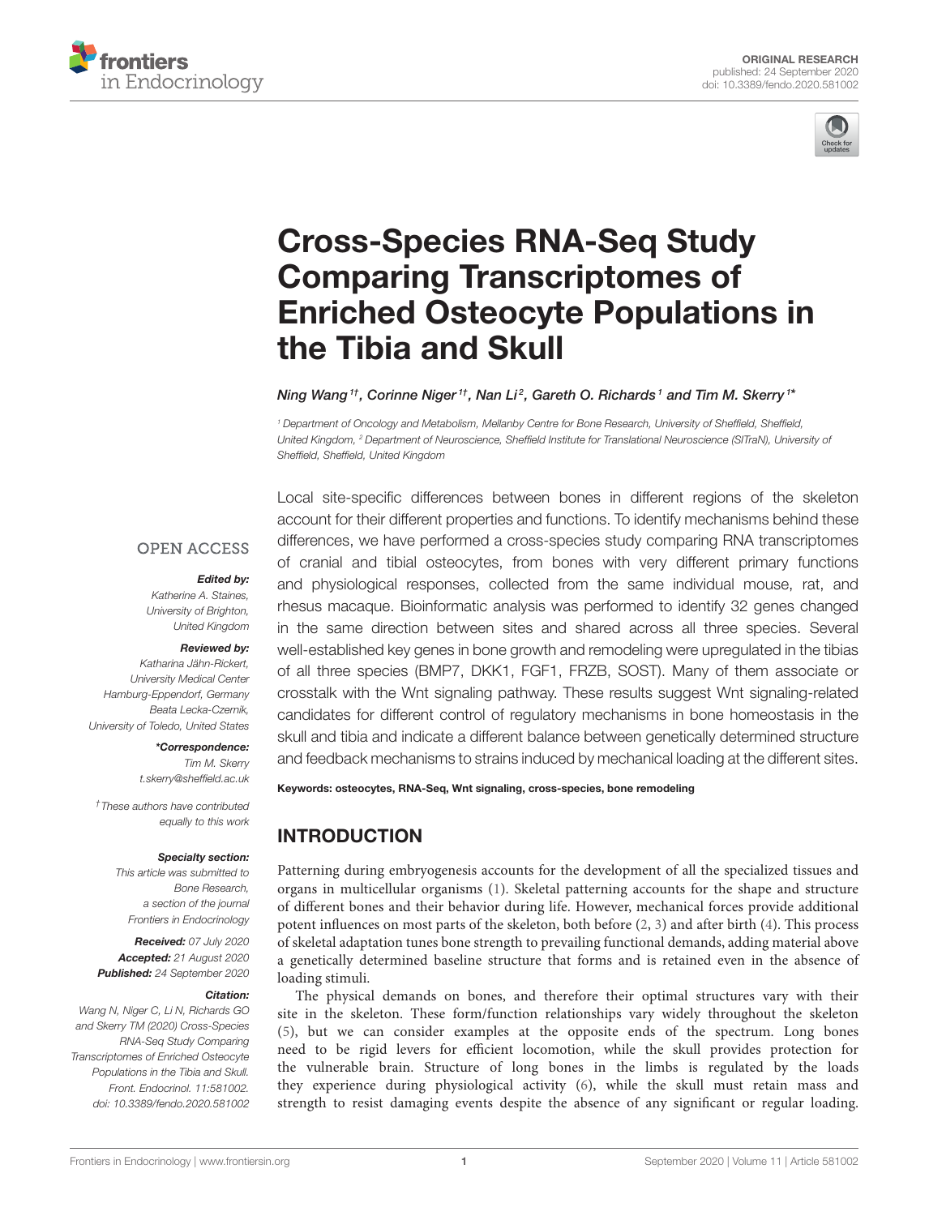# Cross-Species RNA-Seq Study Comparing Transcriptomes of Enriched Osteocyte Populations in the Tibia and Skull

*Ning Wang* [1†], *Corinne Niger* [1†], *Nan Li* [2], *Gareth O. Richards* [1] *and Tim M. Skerry* [1*]

[1] Department of Oncology and Metabolism, Mellanby Centre for Bone Research, University of Sheffield, Sheffield, United Kingdom, [2] Department of Neuroscience, Sheffield Institute for Translational Neuroscience (SITraN), University of Sheffield, Sheffield, United Kingdom

**OPEN ACCESS**

***Edited by:***
Katherine A. Staines,
University of Brighton,
United Kingdom

***Reviewed by:***
Katharina Jähn-Rickert,
University Medical Center
Hamburg-Eppendorf, Germany
Beata Lecka-Czernik,
University of Toledo, United States

***\*Correspondence:***
Tim M. Skerry
t.skerry@sheffield.ac.uk

† These authors have contributed equally to this work

***Specialty section:***
This article was submitted to
Bone Research,
a section of the journal
Frontiers in Endocrinology

***Received:*** 07 July 2020
***Accepted:*** 21 August 2020
***Published:*** 24 September 2020

***Citation:***
Wang N, Niger C, Li N, Richards GO and Skerry TM (2020) Cross-Species RNA-Seq Study Comparing Transcriptomes of Enriched Osteocyte Populations in the Tibia and Skull. Front. Endocrinol. 11:581002. doi: 10.3389/fendo.2020.581002

Local site-specific differences between bones in different regions of the skeleton account for their different properties and functions. To identify mechanisms behind these differences, we have performed a cross-species study comparing RNA transcriptomes of cranial and tibial osteocytes, from bones with very different primary functions and physiological responses, collected from the same individual mouse, rat, and rhesus macaque. Bioinformatic analysis was performed to identify 32 genes changed in the same direction between sites and shared across all three species. Several well-established key genes in bone growth and remodeling were upregulated in the tibias of all three species (BMP7, DKK1, FGF1, FRZB, SOST). Many of them associate or crosstalk with the Wnt signaling pathway. These results suggest Wnt signaling-related candidates for different control of regulatory mechanisms in bone homeostasis in the skull and tibia and indicate a different balance between genetically determined structure and feedback mechanisms to strains induced by mechanical loading at the different sites.

**Keywords:** osteocytes, RNA-Seq, Wnt signaling, cross-species, bone remodeling

## INTRODUCTION

Patterning during embryogenesis accounts for the development of all the specialized tissues and organs in multicellular organisms (1). Skeletal patterning accounts for the shape and structure of different bones and their behavior during life. However, mechanical forces provide additional potent influences on most parts of the skeleton, both before (2, 3) and after birth (4). This process of skeletal adaptation tunes bone strength to prevailing functional demands, adding material above a genetically determined baseline structure that forms and is retained even in the absence of loading stimuli.

The physical demands on bones, and therefore their optimal structures vary with their site in the skeleton. These form/function relationships vary widely throughout the skeleton (5), but we can consider examples at the opposite ends of the spectrum. Long bones need to be rigid levers for efficient locomotion, while the skull provides protection for the vulnerable brain. Structure of long bones in the limbs is regulated by the loads they experience during physiological activity (6), while the skull must retain mass and strength to resist damaging events despite the absence of any significant or regular loading.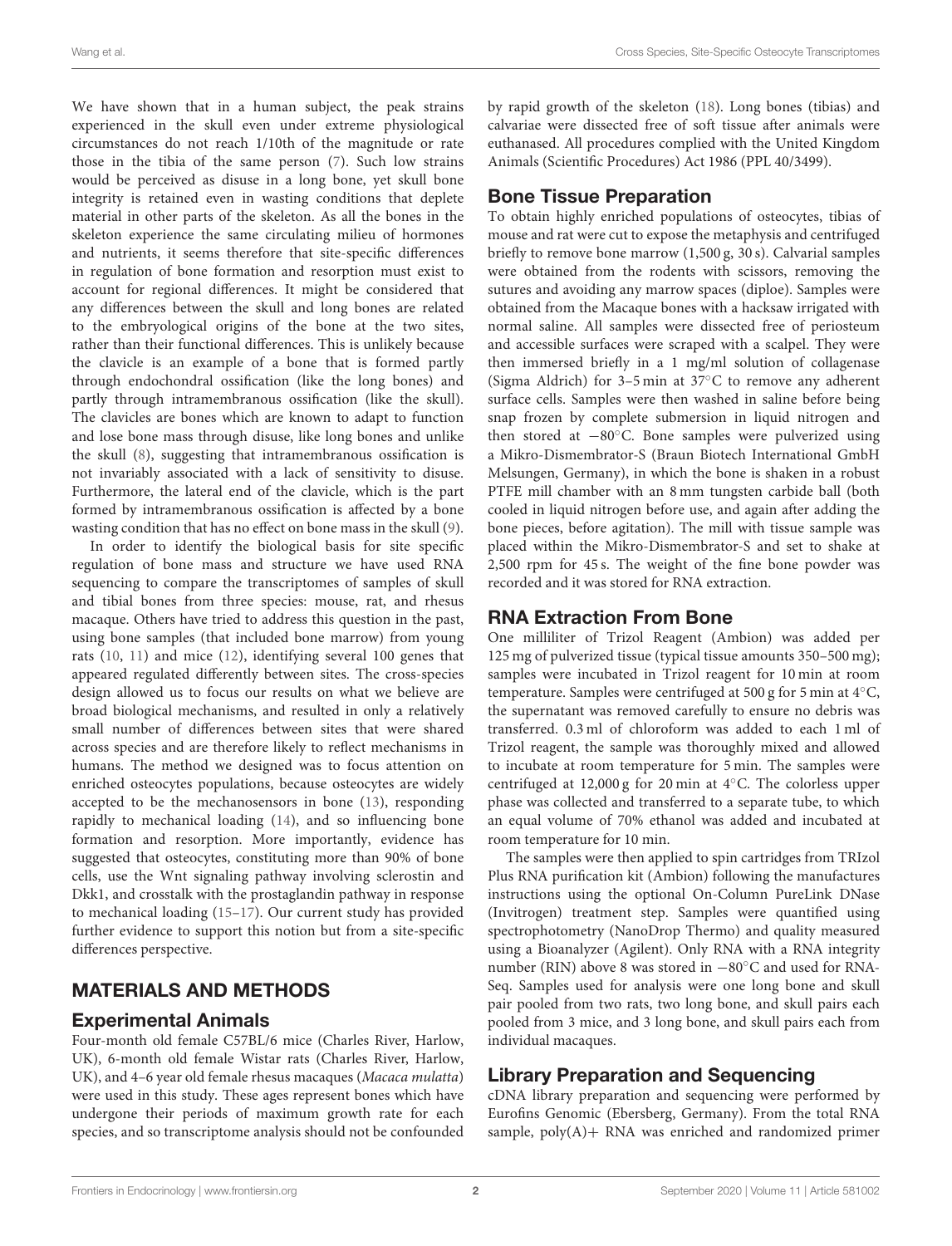We have shown that in a human subject, the peak strains experienced in the skull even under extreme physiological circumstances do not reach 1/10th of the magnitude or rate those in the tibia of the same person (7). Such low strains would be perceived as disuse in a long bone, yet skull bone integrity is retained even in wasting conditions that deplete material in other parts of the skeleton. As all the bones in the skeleton experience the same circulating milieu of hormones and nutrients, it seems therefore that site-specific differences in regulation of bone formation and resorption must exist to account for regional differences. It might be considered that any differences between the skull and long bones are related to the embryological origins of the bone at the two sites, rather than their functional differences. This is unlikely because the clavicle is an example of a bone that is formed partly through endochondral ossification (like the long bones) and partly through intramembranous ossification (like the skull). The clavicles are bones which are known to adapt to function and lose bone mass through disuse, like long bones and unlike the skull (8), suggesting that intramembranous ossification is not invariably associated with a lack of sensitivity to disuse. Furthermore, the lateral end of the clavicle, which is the part formed by intramembranous ossification is affected by a bone wasting condition that has no effect on bone mass in the skull (9).

In order to identify the biological basis for site specific regulation of bone mass and structure we have used RNA sequencing to compare the transcriptomes of samples of skull and tibial bones from three species: mouse, rat, and rhesus macaque. Others have tried to address this question in the past, using bone samples (that included bone marrow) from young rats (10, 11) and mice (12), identifying several 100 genes that appeared regulated differently between sites. The cross-species design allowed us to focus our results on what we believe are broad biological mechanisms, and resulted in only a relatively small number of differences between sites that were shared across species and are therefore likely to reflect mechanisms in humans. The method we designed was to focus attention on enriched osteocytes populations, because osteocytes are widely accepted to be the mechanosensors in bone (13), responding rapidly to mechanical loading (14), and so influencing bone formation and resorption. More importantly, evidence has suggested that osteocytes, constituting more than 90% of bone cells, use the Wnt signaling pathway involving sclerostin and Dkk1, and crosstalk with the prostaglandin pathway in response to mechanical loading (15–17). Our current study has provided further evidence to support this notion but from a site-specific differences perspective.

## MATERIALS AND METHODS

### Experimental Animals

Four-month old female C57BL/6 mice (Charles River, Harlow, UK), 6-month old female Wistar rats (Charles River, Harlow, UK), and 4–6 year old female rhesus macaques (*Macaca mulatta*) were used in this study. These ages represent bones which have undergone their periods of maximum growth rate for each species, and so transcriptome analysis should not be confounded by rapid growth of the skeleton (18). Long bones (tibias) and calvariae were dissected free of soft tissue after animals were euthanased. All procedures complied with the United Kingdom Animals (Scientific Procedures) Act 1986 (PPL 40/3499).

### Bone Tissue Preparation

To obtain highly enriched populations of osteocytes, tibias of mouse and rat were cut to expose the metaphysis and centrifuged briefly to remove bone marrow (1,500 g, 30 s). Calvarial samples were obtained from the rodents with scissors, removing the sutures and avoiding any marrow spaces (diploe). Samples were obtained from the Macaque bones with a hacksaw irrigated with normal saline. All samples were dissected free of periosteum and accessible surfaces were scraped with a scalpel. They were then immersed briefly in a 1 mg/ml solution of collagenase (Sigma Aldrich) for 3–5 min at 37°C to remove any adherent surface cells. Samples were then washed in saline before being snap frozen by complete submersion in liquid nitrogen and then stored at −80°C. Bone samples were pulverized using a Mikro-Dismembrator-S (Braun Biotech International GmbH Melsungen, Germany), in which the bone is shaken in a robust PTFE mill chamber with an 8 mm tungsten carbide ball (both cooled in liquid nitrogen before use, and again after adding the bone pieces, before agitation). The mill with tissue sample was placed within the Mikro-Dismembrator-S and set to shake at 2,500 rpm for 45 s. The weight of the fine bone powder was recorded and it was stored for RNA extraction.

### RNA Extraction From Bone

One milliliter of Trizol Reagent (Ambion) was added per 125 mg of pulverized tissue (typical tissue amounts 350–500 mg); samples were incubated in Trizol reagent for 10 min at room temperature. Samples were centrifuged at 500 g for 5 min at 4°C, the supernatant was removed carefully to ensure no debris was transferred. 0.3 ml of chloroform was added to each 1 ml of Trizol reagent, the sample was thoroughly mixed and allowed to incubate at room temperature for 5 min. The samples were centrifuged at 12,000 g for 20 min at 4°C. The colorless upper phase was collected and transferred to a separate tube, to which an equal volume of 70% ethanol was added and incubated at room temperature for 10 min.

The samples were then applied to spin cartridges from TRIzol Plus RNA purification kit (Ambion) following the manufactures instructions using the optional On-Column PureLink DNase (Invitrogen) treatment step. Samples were quantified using spectrophotometry (NanoDrop Thermo) and quality measured using a Bioanalyzer (Agilent). Only RNA with a RNA integrity number (RIN) above 8 was stored in −80°C and used for RNA-Seq. Samples used for analysis were one long bone and skull pair pooled from two rats, two long bone, and skull pairs each pooled from 3 mice, and 3 long bone, and skull pairs each from individual macaques.

### Library Preparation and Sequencing

cDNA library preparation and sequencing were performed by Eurofins Genomic (Ebersberg, Germany). From the total RNA sample, poly(A)+ RNA was enriched and randomized primer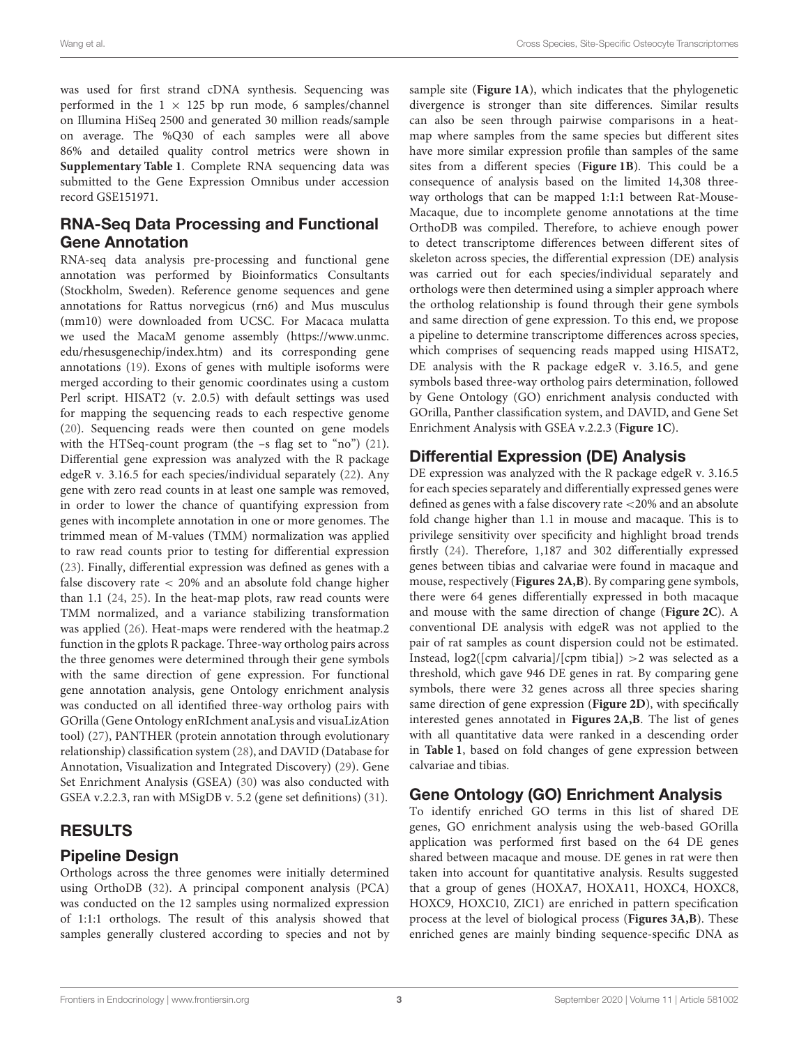was used for first strand cDNA synthesis. Sequencing was performed in the 1 × 125 bp run mode, 6 samples/channel on Illumina HiSeq 2500 and generated 30 million reads/sample on average. The %Q30 of each samples were all above 86% and detailed quality control metrics were shown in **Supplementary Table 1**. Complete RNA sequencing data was submitted to the Gene Expression Omnibus under accession record GSE151971.

## RNA-Seq Data Processing and Functional Gene Annotation

RNA-seq data analysis pre-processing and functional gene annotation was performed by Bioinformatics Consultants (Stockholm, Sweden). Reference genome sequences and gene annotations for Rattus norvegicus (rn6) and Mus musculus (mm10) were downloaded from UCSC. For Macaca mulatta we used the MacaM genome assembly (https://www.unmc.edu/rhesusgenechip/index.htm) and its corresponding gene annotations (19). Exons of genes with multiple isoforms were merged according to their genomic coordinates using a custom Perl script. HISAT2 (v. 2.0.5) with default settings was used for mapping the sequencing reads to each respective genome (20). Sequencing reads were then counted on gene models with the HTSeq-count program (the –s flag set to "no") (21). Differential gene expression was analyzed with the R package edgeR v. 3.16.5 for each species/individual separately (22). Any gene with zero read counts in at least one sample was removed, in order to lower the chance of quantifying expression from genes with incomplete annotation in one or more genomes. The trimmed mean of M-values (TMM) normalization was applied to raw read counts prior to testing for differential expression (23). Finally, differential expression was defined as genes with a false discovery rate < 20% and an absolute fold change higher than 1.1 (24, 25). In the heat-map plots, raw read counts were TMM normalized, and a variance stabilizing transformation was applied (26). Heat-maps were rendered with the heatmap.2 function in the gplots R package. Three-way ortholog pairs across the three genomes were determined through their gene symbols with the same direction of gene expression. For functional gene annotation analysis, gene Ontology enrichment analysis was conducted on all identified three-way ortholog pairs with GOrilla (Gene Ontology enRIchment anaLysis and visuaLizAtion tool) (27), PANTHER (protein annotation through evolutionary relationship) classification system (28), and DAVID (Database for Annotation, Visualization and Integrated Discovery) (29). Gene Set Enrichment Analysis (GSEA) (30) was also conducted with GSEA v.2.2.3, ran with MSigDB v. 5.2 (gene set definitions) (31).

# RESULTS

## Pipeline Design

Orthologs across the three genomes were initially determined using OrthoDB (32). A principal component analysis (PCA) was conducted on the 12 samples using normalized expression of 1:1:1 orthologs. The result of this analysis showed that samples generally clustered according to species and not by sample site (**Figure 1A**), which indicates that the phylogenetic divergence is stronger than site differences. Similar results can also be seen through pairwise comparisons in a heat-map where samples from the same species but different sites have more similar expression profile than samples of the same sites from a different species (**Figure 1B**). This could be a consequence of analysis based on the limited 14,308 three-way orthologs that can be mapped 1:1:1 between Rat-Mouse-Macaque, due to incomplete genome annotations at the time OrthoDB was compiled. Therefore, to achieve enough power to detect transcriptome differences between different sites of skeleton across species, the differential expression (DE) analysis was carried out for each species/individual separately and orthologs were then determined using a simpler approach where the ortholog relationship is found through their gene symbols and same direction of gene expression. To this end, we propose a pipeline to determine transcriptome differences across species, which comprises of sequencing reads mapped using HISAT2, DE analysis with the R package edgeR v. 3.16.5, and gene symbols based three-way ortholog pairs determination, followed by Gene Ontology (GO) enrichment analysis conducted with GOrilla, Panther classification system, and DAVID, and Gene Set Enrichment Analysis with GSEA v.2.2.3 (**Figure 1C**).

## Differential Expression (DE) Analysis

DE expression was analyzed with the R package edgeR v. 3.16.5 for each species separately and differentially expressed genes were defined as genes with a false discovery rate <20% and an absolute fold change higher than 1.1 in mouse and macaque. This is to privilege sensitivity over specificity and highlight broad trends firstly (24). Therefore, 1,187 and 302 differentially expressed genes between tibias and calvariae were found in macaque and mouse, respectively (**Figures 2A,B**). By comparing gene symbols, there were 64 genes differentially expressed in both macaque and mouse with the same direction of change (**Figure 2C**). A conventional DE analysis with edgeR was not applied to the pair of rat samples as count dispersion could not be estimated. Instead, log2([cpm calvaria]/[cpm tibia]) >2 was selected as a threshold, which gave 946 DE genes in rat. By comparing gene symbols, there were 32 genes across all three species sharing same direction of gene expression (**Figure 2D**), with specifically interested genes annotated in **Figures 2A,B**. The list of genes with all quantitative data were ranked in a descending order in **Table 1**, based on fold changes of gene expression between calvariae and tibias.

## Gene Ontology (GO) Enrichment Analysis

To identify enriched GO terms in this list of shared DE genes, GO enrichment analysis using the web-based GOrilla application was performed first based on the 64 DE genes shared between macaque and mouse. DE genes in rat were then taken into account for quantitative analysis. Results suggested that a group of genes (HOXA7, HOXA11, HOXC4, HOXC8, HOXC9, HOXC10, ZIC1) are enriched in pattern specification process at the level of biological process (**Figures 3A,B**). These enriched genes are mainly binding sequence-specific DNA as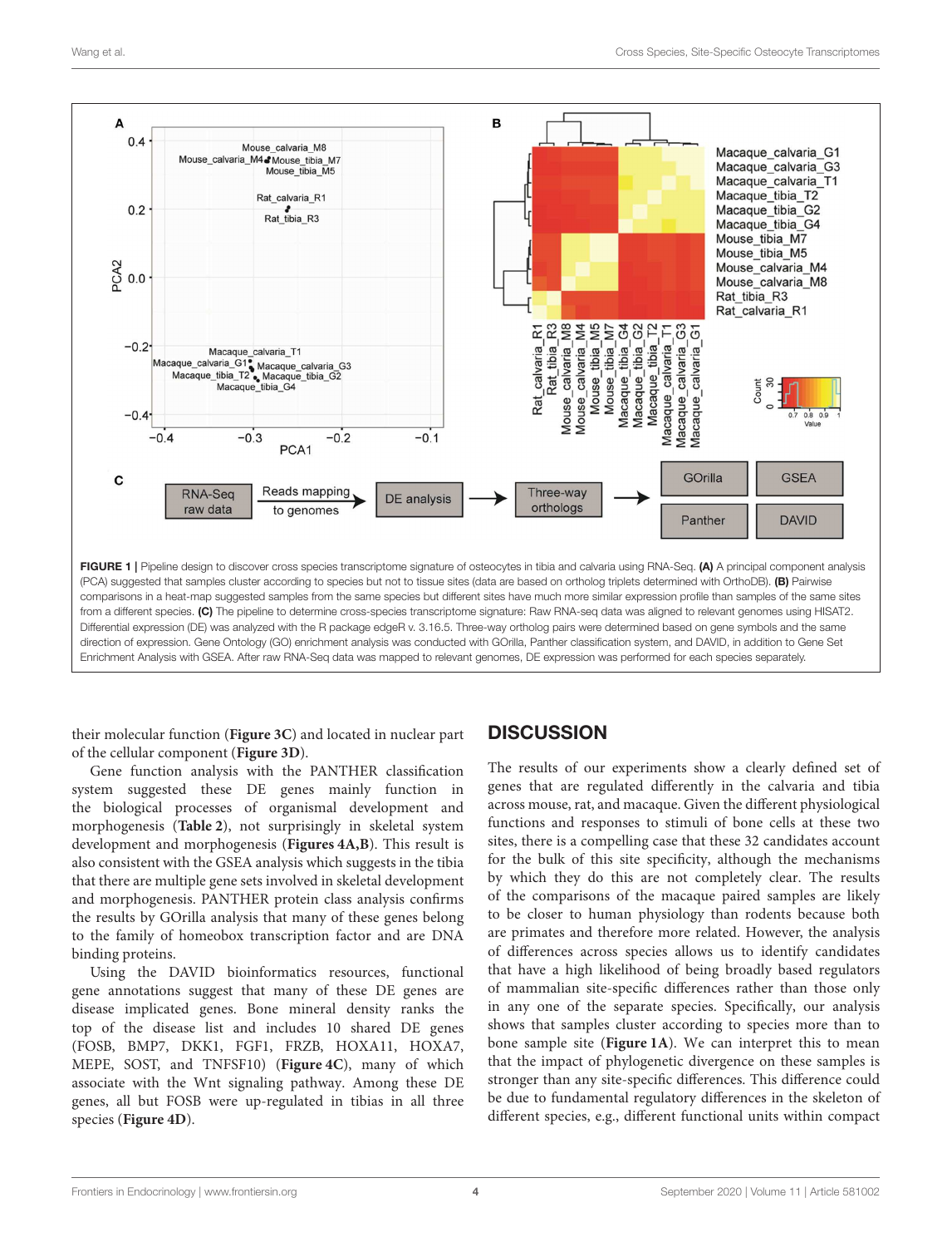FIGURE 1 | Pipeline design to discover cross species transcriptome signature of osteocytes in tibia and calvaria using RNA-Seq. **(A)** A principal component analysis (PCA) suggested that samples cluster according to species but not to tissue sites (data are based on ortholog triplets determined with OrthoDB). **(B)** Pairwise comparisons in a heat-map suggested samples from the same species but different sites have much more similar expression profile than samples of the same sites from a different species. **(C)** The pipeline to determine cross-species transcriptome signature: Raw RNA-seq data was aligned to relevant genomes using HISAT2. Differential expression (DE) was analyzed with the R package edgeR v. 3.16.5. Three-way ortholog pairs were determined based on gene symbols and the same direction of expression. Gene Ontology (GO) enrichment analysis was conducted with GOrilla, Panther classification system, and DAVID, in addition to Gene Set Enrichment Analysis with GSEA. After raw RNA-Seq data was mapped to relevant genomes, DE expression was performed for each species separately.

their molecular function (**Figure 3C**) and located in nuclear part of the cellular component (**Figure 3D**).

Gene function analysis with the PANTHER classification system suggested these DE genes mainly function in the biological processes of organismal development and morphogenesis (**Table 2**), not surprisingly in skeletal system development and morphogenesis (**Figures 4A,B**). This result is also consistent with the GSEA analysis which suggests in the tibia that there are multiple gene sets involved in skeletal development and morphogenesis. PANTHER protein class analysis confirms the results by GOrilla analysis that many of these genes belong to the family of homeobox transcription factor and are DNA binding proteins.

Using the DAVID bioinformatics resources, functional gene annotations suggest that many of these DE genes are disease implicated genes. Bone mineral density ranks the top of the disease list and includes 10 shared DE genes (FOSB, BMP7, DKK1, FGF1, FRZB, HOXA11, HOXA7, MEPE, SOST, and TNFSF10) (**Figure 4C**), many of which associate with the Wnt signaling pathway. Among these DE genes, all but FOSB were up-regulated in tibias in all three species (**Figure 4D**).

## DISCUSSION

The results of our experiments show a clearly defined set of genes that are regulated differently in the calvaria and tibia across mouse, rat, and macaque. Given the different physiological functions and responses to stimuli of bone cells at these two sites, there is a compelling case that these 32 candidates account for the bulk of this site specificity, although the mechanisms by which they do this are not completely clear. The results of the comparisons of the macaque paired samples are likely to be closer to human physiology than rodents because both are primates and therefore more related. However, the analysis of differences across species allows us to identify candidates that have a high likelihood of being broadly based regulators of mammalian site-specific differences rather than those only in any one of the separate species. Specifically, our analysis shows that samples cluster according to species more than to bone sample site (**Figure 1A**). We can interpret this to mean that the impact of phylogenetic divergence on these samples is stronger than any site-specific differences. This difference could be due to fundamental regulatory differences in the skeleton of different species, e.g., different functional units within compact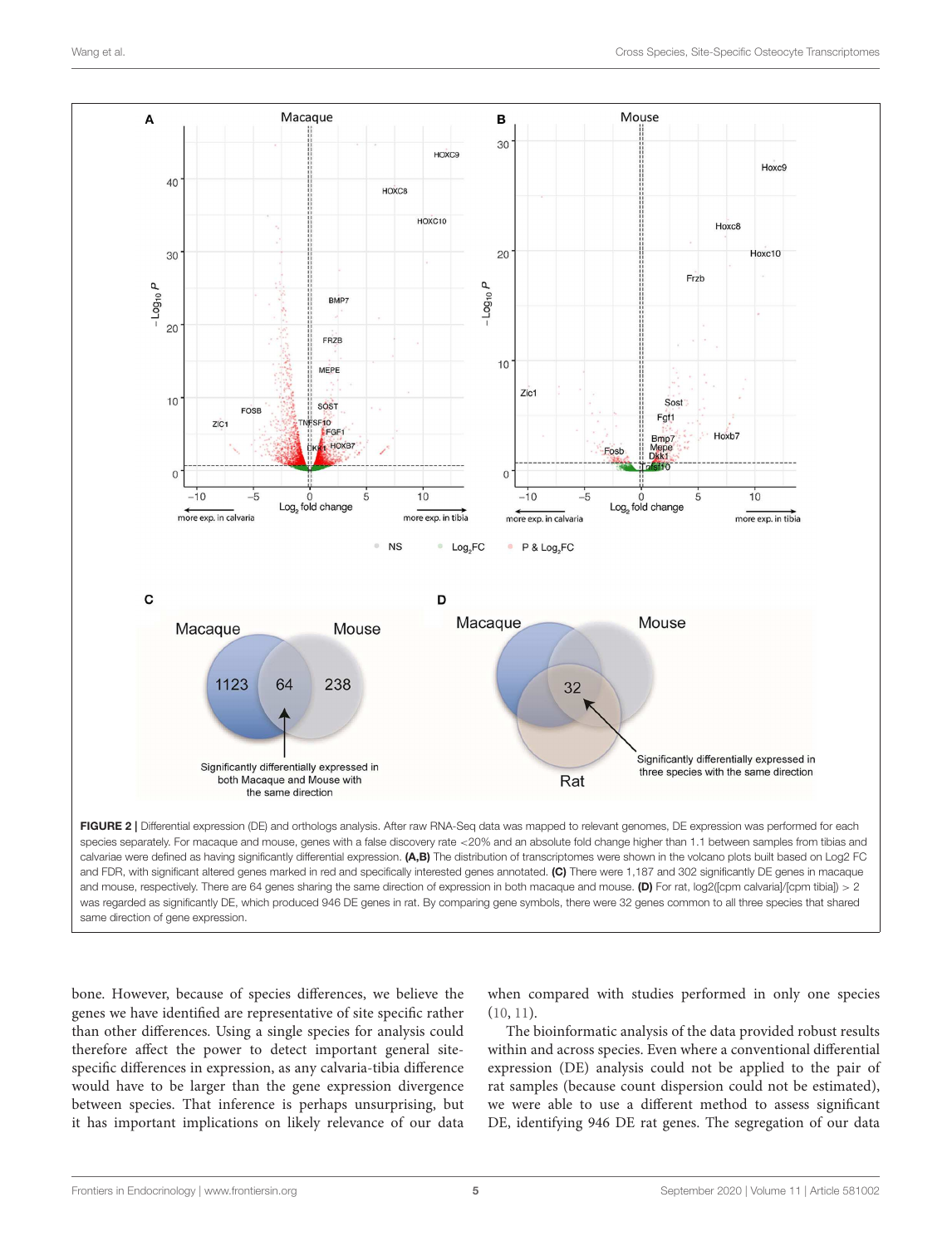**FIGURE 2 |** Differential expression (DE) and orthologs analysis. After raw RNA-Seq data was mapped to relevant genomes, DE expression was performed for each species separately. For macaque and mouse, genes with a false discovery rate <20% and an absolute fold change higher than 1.1 between samples from tibias and calvariae were defined as having significantly differential expression. **(A,B)** The distribution of transcriptomes were shown in the volcano plots built based on Log2 FC and FDR, with significant altered genes marked in red and specifically interested genes annotated. **(C)** There were 1,187 and 302 significantly DE genes in macaque and mouse, respectively. There are 64 genes sharing the same direction of expression in both macaque and mouse. **(D)** For rat, log2([cpm calvaria]/[cpm tibia]) > 2 was regarded as significantly DE, which produced 946 DE genes in rat. By comparing gene symbols, there were 32 genes common to all three species that shared same direction of gene expression.

bone. However, because of species differences, we believe the genes we have identified are representative of site specific rather than other differences. Using a single species for analysis could therefore affect the power to detect important general site-specific differences in expression, as any calvaria-tibia difference would have to be larger than the gene expression divergence between species. That inference is perhaps unsurprising, but it has important implications on likely relevance of our data when compared with studies performed in only one species (10, 11).

The bioinformatic analysis of the data provided robust results within and across species. Even where a conventional differential expression (DE) analysis could not be applied to the pair of rat samples (because count dispersion could not be estimated), we were able to use a different method to assess significant DE, identifying 946 DE rat genes. The segregation of our data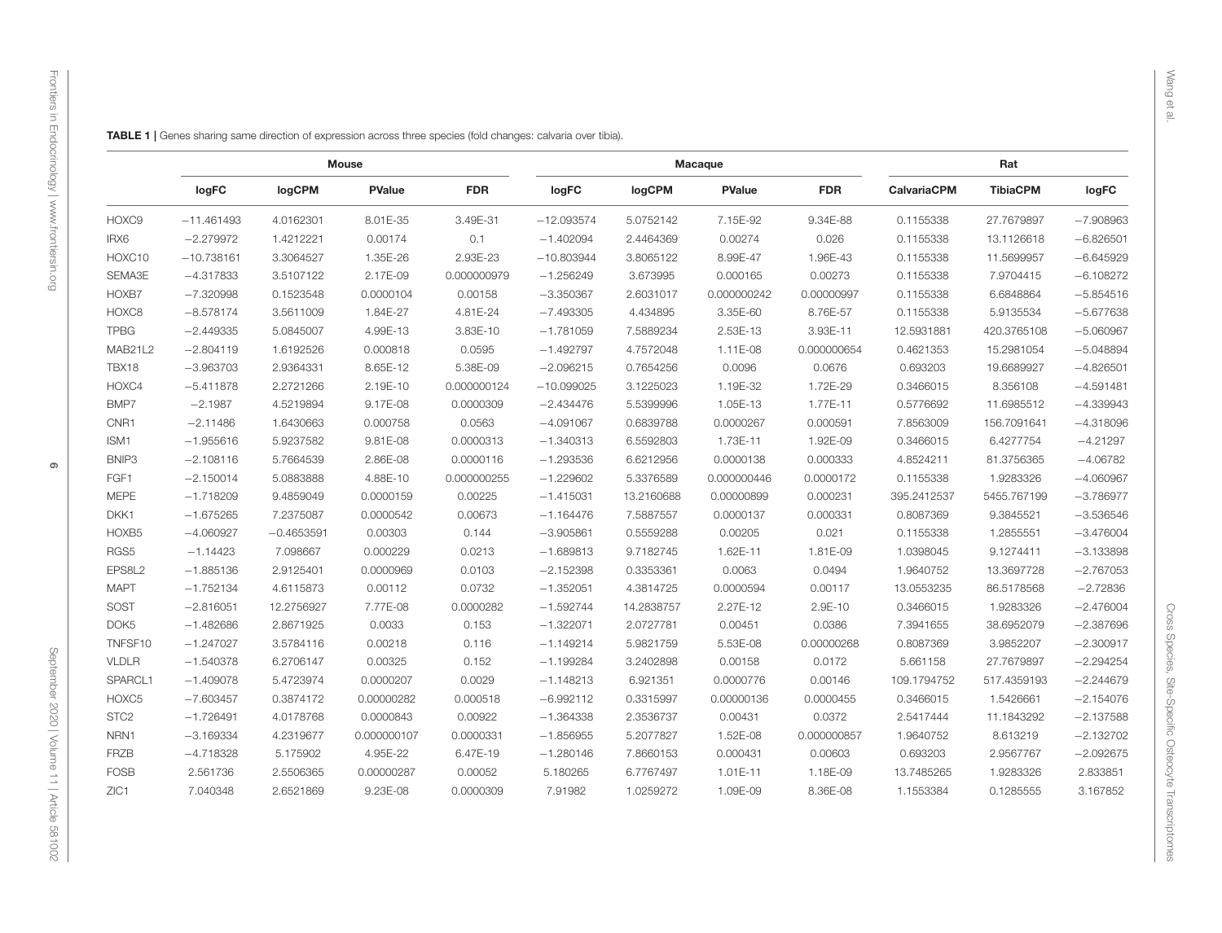**TABLE 1 |** Genes sharing same direction of expression across three species (fold changes: calvaria over tibia).

| | Mouse | | | | Macaque | | | | Rat | | |
|---|---|---|---|---|---|---|---|---|---|---|---|
| | logFC | logCPM | PValue | FDR | logFC | logCPM | PValue | FDR | CalvariaCPM | TibiaCPM | logFC |
| HOXC9 | −11.461493 | 4.0162301 | 8.01E-35 | 3.49E-31 | −12.093574 | 5.0752142 | 7.15E-92 | 9.34E-88 | 0.1155338 | 27.7679897 | −7.908963 |
| IRX6 | −2.279972 | 1.4212221 | 0.00174 | 0.1 | −1.402094 | 2.4464369 | 0.00274 | 0.026 | 0.1155338 | 13.1126618 | −6.826501 |
| HOXC10 | −10.738161 | 3.3064527 | 1.35E-26 | 2.93E-23 | −10.803944 | 3.8065122 | 8.99E-47 | 1.96E-43 | 0.1155338 | 11.5699957 | −6.645929 |
| SEMA3E | −4.317833 | 3.5107122 | 2.17E-09 | 0.000000979 | −1.256249 | 3.673995 | 0.000165 | 0.00273 | 0.1155338 | 7.9704415 | −6.108272 |
| HOXB7 | −7.320998 | 0.1523548 | 0.0000104 | 0.00158 | −3.350367 | 2.6031017 | 0.000000242 | 0.00000997 | 0.1155338 | 6.6848864 | −5.854516 |
| HOXC8 | −8.578174 | 3.5611009 | 1.84E-27 | 4.81E-24 | −7.493305 | 4.434895 | 3.35E-60 | 8.76E-57 | 0.1155338 | 5.9135534 | −5.677638 |
| TPBG | −2.449335 | 5.0845007 | 4.99E-13 | 3.83E-10 | −1.781059 | 7.5889234 | 2.53E-13 | 3.93E-11 | 12.5931881 | 420.3765108 | −5.060967 |
| MAB21L2 | −2.804119 | 1.6192526 | 0.000818 | 0.0595 | −1.492797 | 4.7572048 | 1.11E-08 | 0.000000654 | 0.4621353 | 15.2981054 | −5.048894 |
| TBX18 | −3.963703 | 2.9364331 | 8.65E-12 | 5.38E-09 | −2.096215 | 0.7654256 | 0.0096 | 0.0676 | 0.693203 | 19.6689927 | −4.826501 |
| HOXC4 | −5.411878 | 2.2721266 | 2.19E-10 | 0.000000124 | −10.099025 | 3.1225023 | 1.19E-32 | 1.72E-29 | 0.3466015 | 8.356108 | −4.591481 |
| BMP7 | −2.1987 | 4.5219894 | 9.17E-08 | 0.0000309 | −2.434476 | 5.5399996 | 1.05E-13 | 1.77E-11 | 0.5776692 | 11.6985512 | −4.339943 |
| CNR1 | −2.11486 | 1.6430663 | 0.000758 | 0.0563 | −4.091067 | 0.6839788 | 0.0000267 | 0.000591 | 7.8563009 | 156.7091641 | −4.318096 |
| ISM1 | −1.955616 | 5.9237582 | 9.81E-08 | 0.0000313 | −1.340313 | 6.5592803 | 1.73E-11 | 1.92E-09 | 0.3466015 | 6.4277754 | −4.21297 |
| BNIP3 | −2.108116 | 5.7664539 | 2.86E-08 | 0.0000116 | −1.293536 | 6.6212956 | 0.0000138 | 0.000333 | 4.8524211 | 81.3756365 | −4.06782 |
| FGF1 | −2.150014 | 5.0883888 | 4.88E-10 | 0.000000255 | −1.229602 | 5.3376589 | 0.000000446 | 0.0000172 | 0.1155338 | 1.9283326 | −4.060967 |
| MEPE | −1.718209 | 9.4859049 | 0.0000159 | 0.00225 | −1.415031 | 13.2160688 | 0.00000899 | 0.000231 | 395.2412537 | 5455.767199 | −3.786977 |
| DKK1 | −1.675265 | 7.2375087 | 0.0000542 | 0.00673 | −1.164476 | 7.5887557 | 0.0000137 | 0.000331 | 0.8087369 | 9.3845521 | −3.536546 |
| HOXB5 | −4.060927 | −0.4653591 | 0.00303 | 0.144 | −3.905861 | 0.5559288 | 0.00205 | 0.021 | 0.1155338 | 1.2855551 | −3.476004 |
| RGS5 | −1.14423 | 7.098667 | 0.000229 | 0.0213 | −1.689813 | 9.7182745 | 1.62E-11 | 1.81E-09 | 1.0398045 | 9.1274411 | −3.133898 |
| EPS8L2 | −1.885136 | 2.9125401 | 0.0000969 | 0.0103 | −2.152398 | 0.3353361 | 0.0063 | 0.0494 | 1.9640752 | 13.3697728 | −2.767053 |
| MAPT | −1.752134 | 4.6115873 | 0.00112 | 0.0732 | −1.352051 | 4.3814725 | 0.0000594 | 0.00117 | 13.0553235 | 86.5178568 | −2.72836 |
| SOST | −2.816051 | 12.2756927 | 7.77E-08 | 0.0000282 | −1.592744 | 14.2838757 | 2.27E-12 | 2.9E-10 | 0.3466015 | 1.9283326 | −2.476004 |
| DOK5 | −1.482686 | 2.8671925 | 0.0033 | 0.153 | −1.322071 | 2.0727781 | 0.00451 | 0.0386 | 7.3941655 | 38.6952079 | −2.387696 |
| TNFSF10 | −1.247027 | 3.5784116 | 0.00218 | 0.116 | −1.149214 | 5.9821759 | 5.53E-08 | 0.00000268 | 0.8087369 | 3.9852207 | −2.300917 |
| VLDLR | −1.540378 | 6.2706147 | 0.00325 | 0.152 | −1.199284 | 3.2402898 | 0.00158 | 0.0172 | 5.661158 | 27.7679897 | −2.294254 |
| SPARCL1 | −1.409078 | 5.4723974 | 0.0000207 | 0.0029 | −1.148213 | 6.921351 | 0.0000776 | 0.00146 | 109.1794752 | 517.4359193 | −2.244679 |
| HOXC5 | −7.603457 | 0.3874172 | 0.00000282 | 0.000518 | −6.992112 | 0.3315997 | 0.00000136 | 0.0000455 | 0.3466015 | 1.5426661 | −2.154076 |
| STC2 | −1.726491 | 4.0178768 | 0.0000843 | 0.00922 | −1.364338 | 2.3536737 | 0.00431 | 0.0372 | 2.5417444 | 11.1843292 | −2.137588 |
| NRN1 | −3.169334 | 4.2319677 | 0.000000107 | 0.0000331 | −1.856955 | 5.2077827 | 1.52E-08 | 0.000000857 | 1.9640752 | 8.613219 | −2.132702 |
| FRZB | −4.718328 | 5.175902 | 4.95E-22 | 6.47E-19 | −1.280146 | 7.8660153 | 0.000431 | 0.00603 | 0.693203 | 2.9567767 | −2.092675 |
| FOSB | 2.561736 | 2.5506365 | 0.00000287 | 0.00052 | 5.180265 | 6.7767497 | 1.01E-11 | 1.18E-09 | 13.7485265 | 1.9283326 | 2.833851 |
| ZIC1 | 7.040348 | 2.6521869 | 9.23E-08 | 0.0000309 | 7.91982 | 1.0259272 | 1.09E-09 | 8.36E-08 | 1.1553384 | 0.1285555 | 3.167852 |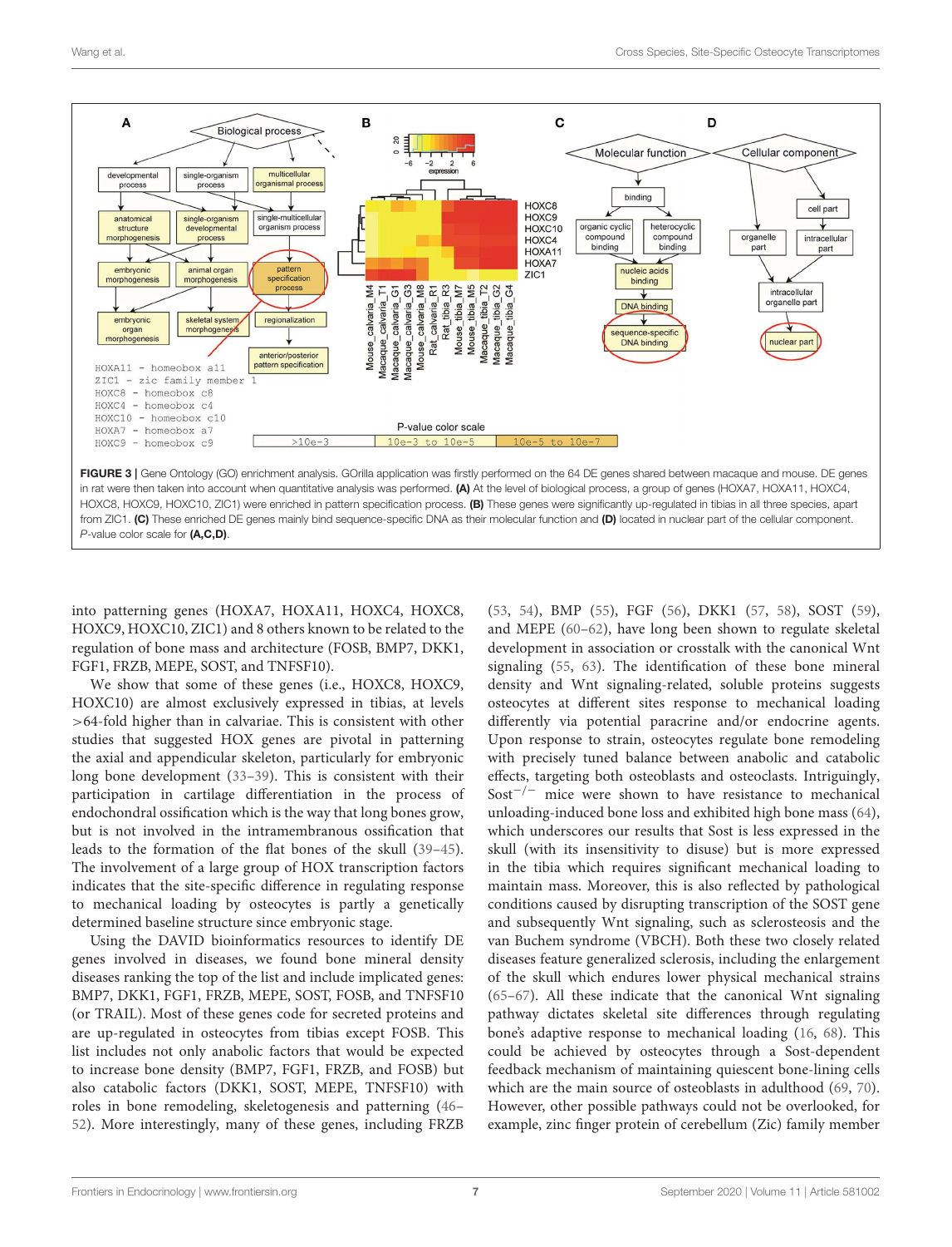FIGURE 3 | Gene Ontology (GO) enrichment analysis. GOrilla application was firstly performed on the 64 DE genes shared between macaque and mouse. DE genes in rat were then taken into account when quantitative analysis was performed. **(A)** At the level of biological process, a group of genes (HOXA7, HOXA11, HOXC4, HOXC8, HOXC9, HOXC10, ZIC1) were enriched in pattern specification process. **(B)** These genes were significantly up-regulated in tibias in all three species, apart from ZIC1. **(C)** These enriched DE genes mainly bind sequence-specific DNA as their molecular function and **(D)** located in nuclear part of the cellular component. *P*-value color scale for **(A,C,D)**.

into patterning genes (HOXA7, HOXA11, HOXC4, HOXC8, HOXC9, HOXC10, ZIC1) and 8 others known to be related to the regulation of bone mass and architecture (FOSB, BMP7, DKK1, FGF1, FRZB, MEPE, SOST, and TNFSF10).

We show that some of these genes (i.e., HOXC8, HOXC9, HOXC10) are almost exclusively expressed in tibias, at levels >64-fold higher than in calvariae. This is consistent with other studies that suggested HOX genes are pivotal in patterning the axial and appendicular skeleton, particularly for embryonic long bone development (33–39). This is consistent with their participation in cartilage differentiation in the process of endochondral ossification which is the way that long bones grow, but is not involved in the intramembranous ossification that leads to the formation of the flat bones of the skull (39–45). The involvement of a large group of HOX transcription factors indicates that the site-specific difference in regulating response to mechanical loading by osteocytes is partly a genetically determined baseline structure since embryonic stage.

Using the DAVID bioinformatics resources to identify DE genes involved in diseases, we found bone mineral density diseases ranking the top of the list and include implicated genes: BMP7, DKK1, FGF1, FRZB, MEPE, SOST, FOSB, and TNFSF10 (or TRAIL). Most of these genes code for secreted proteins and are up-regulated in osteocytes from tibias except FOSB. This list includes not only anabolic factors that would be expected to increase bone density (BMP7, FGF1, FRZB, and FOSB) but also catabolic factors (DKK1, SOST, MEPE, TNFSF10) with roles in bone remodeling, skeletogenesis and patterning (46–52). More interestingly, many of these genes, including FRZB (53, 54), BMP (55), FGF (56), DKK1 (57, 58), SOST (59), and MEPE (60–62), have long been shown to regulate skeletal development in association or crosstalk with the canonical Wnt signaling (55, 63). The identification of these bone mineral density and Wnt signaling-related, soluble proteins suggests osteocytes at different sites response to mechanical loading differently via potential paracrine and/or endocrine agents. Upon response to strain, osteocytes regulate bone remodeling with precisely tuned balance between anabolic and catabolic effects, targeting both osteoblasts and osteoclasts. Intriguingly, Sost$^{-/-}$ mice were shown to have resistance to mechanical unloading-induced bone loss and exhibited high bone mass (64), which underscores our results that Sost is less expressed in the skull (with its insensitivity to disuse) but is more expressed in the tibia which requires significant mechanical loading to maintain mass. Moreover, this is also reflected by pathological conditions caused by disrupting transcription of the SOST gene and subsequently Wnt signaling, such as sclerosteosis and the van Buchem syndrome (VBCH). Both these two closely related diseases feature generalized sclerosis, including the enlargement of the skull which endures lower physical mechanical strains (65–67). All these indicate that the canonical Wnt signaling pathway dictates skeletal site differences through regulating bone's adaptive response to mechanical loading (16, 68). This could be achieved by osteocytes through a Sost-dependent feedback mechanism of maintaining quiescent bone-lining cells which are the main source of osteoblasts in adulthood (69, 70). However, other possible pathways could not be overlooked, for example, zinc finger protein of cerebellum (Zic) family member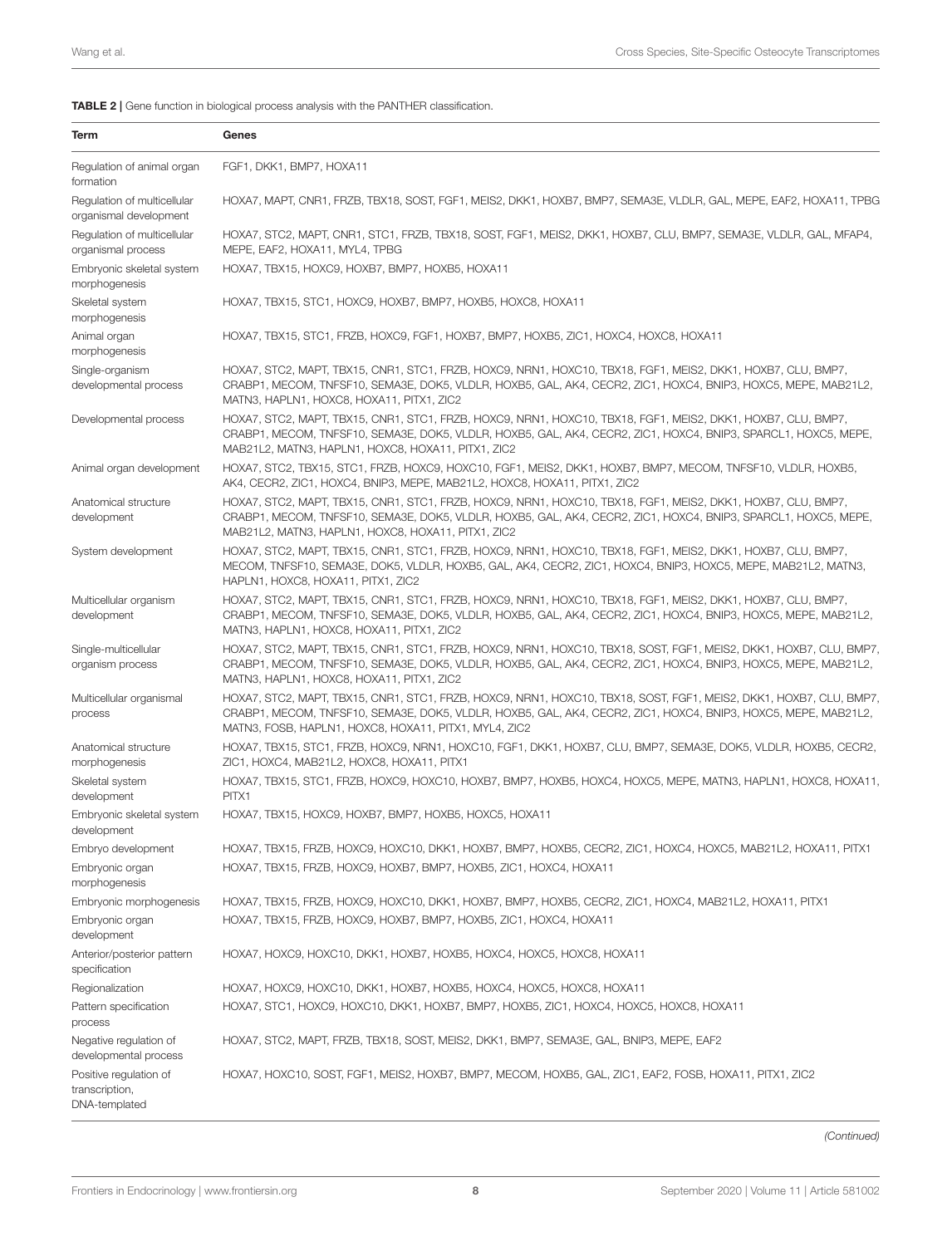**TABLE 2 |** Gene function in biological process analysis with the PANTHER classification.

| Term | Genes |
|---|---|
| Regulation of animal organ formation | FGF1, DKK1, BMP7, HOXA11 |
| Regulation of multicellular organismal development | HOXA7, MAPT, CNR1, FRZB, TBX18, SOST, FGF1, MEIS2, DKK1, HOXB7, BMP7, SEMA3E, VLDLR, GAL, MEPE, EAF2, HOXA11, TPBG |
| Regulation of multicellular organismal process | HOXA7, STC2, MAPT, CNR1, STC1, FRZB, TBX18, SOST, FGF1, MEIS2, DKK1, HOXB7, CLU, BMP7, SEMA3E, VLDLR, GAL, MFAP4, MEPE, EAF2, HOXA11, MYL4, TPBG |
| Embryonic skeletal system morphogenesis | HOXA7, TBX15, HOXC9, HOXB7, BMP7, HOXB5, HOXA11 |
| Skeletal system morphogenesis | HOXA7, TBX15, STC1, HOXC9, HOXB7, BMP7, HOXB5, HOXC8, HOXA11 |
| Animal organ morphogenesis | HOXA7, TBX15, STC1, FRZB, HOXC9, FGF1, HOXB7, BMP7, HOXB5, ZIC1, HOXC4, HOXC8, HOXA11 |
| Single-organism developmental process | HOXA7, STC2, MAPT, TBX15, CNR1, STC1, FRZB, HOXC9, NRN1, HOXC10, TBX18, FGF1, MEIS2, DKK1, HOXB7, CLU, BMP7, CRABP1, MECOM, TNFSF10, SEMA3E, DOK5, VLDLR, HOXB5, GAL, AK4, CECR2, ZIC1, HOXC4, BNIP3, HOXC5, MEPE, MAB21L2, MATN3, HAPLN1, HOXC8, HOXA11, PITX1, ZIC2 |
| Developmental process | HOXA7, STC2, MAPT, TBX15, CNR1, STC1, FRZB, HOXC9, NRN1, HOXC10, TBX18, FGF1, MEIS2, DKK1, HOXB7, CLU, BMP7, CRABP1, MECOM, TNFSF10, SEMA3E, DOK5, VLDLR, HOXB5, GAL, AK4, CECR2, ZIC1, HOXC4, BNIP3, SPARCL1, HOXC5, MEPE, MAB21L2, MATN3, HAPLN1, HOXC8, HOXA11, PITX1, ZIC2 |
| Animal organ development | HOXA7, STC2, TBX15, STC1, FRZB, HOXC9, HOXC10, FGF1, MEIS2, DKK1, HOXB7, BMP7, MECOM, TNFSF10, VLDLR, HOXB5, AK4, CECR2, ZIC1, HOXC4, BNIP3, MEPE, MAB21L2, HOXC8, HOXA11, PITX1, ZIC2 |
| Anatomical structure development | HOXA7, STC2, MAPT, TBX15, CNR1, STC1, FRZB, HOXC9, NRN1, HOXC10, TBX18, FGF1, MEIS2, DKK1, HOXB7, CLU, BMP7, CRABP1, MECOM, TNFSF10, SEMA3E, DOK5, VLDLR, HOXB5, GAL, AK4, CECR2, ZIC1, HOXC4, BNIP3, SPARCL1, HOXC5, MEPE, MAB21L2, MATN3, HAPLN1, HOXC8, HOXA11, PITX1, ZIC2 |
| System development | HOXA7, STC2, MAPT, TBX15, CNR1, STC1, FRZB, HOXC9, NRN1, HOXC10, TBX18, FGF1, MEIS2, DKK1, HOXB7, CLU, BMP7, MECOM, TNFSF10, SEMA3E, DOK5, VLDLR, HOXB5, GAL, AK4, CECR2, ZIC1, HOXC4, BNIP3, HOXC5, MEPE, MAB21L2, MATN3, HAPLN1, HOXC8, HOXA11, PITX1, ZIC2 |
| Multicellular organism development | HOXA7, STC2, MAPT, TBX15, CNR1, STC1, FRZB, HOXC9, NRN1, HOXC10, TBX18, FGF1, MEIS2, DKK1, HOXB7, CLU, BMP7, CRABP1, MECOM, TNFSF10, SEMA3E, DOK5, VLDLR, HOXB5, GAL, AK4, CECR2, ZIC1, HOXC4, BNIP3, HOXC5, MEPE, MAB21L2, MATN3, HAPLN1, HOXC8, HOXA11, PITX1, ZIC2 |
| Single-multicellular organism process | HOXA7, STC2, MAPT, TBX15, CNR1, STC1, FRZB, HOXC9, NRN1, HOXC10, TBX18, SOST, FGF1, MEIS2, DKK1, HOXB7, CLU, BMP7, CRABP1, MECOM, TNFSF10, SEMA3E, DOK5, VLDLR, HOXB5, GAL, AK4, CECR2, ZIC1, HOXC4, BNIP3, HOXC5, MEPE, MAB21L2, MATN3, HAPLN1, HOXC8, HOXA11, PITX1, ZIC2 |
| Multicellular organismal process | HOXA7, STC2, MAPT, TBX15, CNR1, STC1, FRZB, HOXC9, NRN1, HOXC10, TBX18, SOST, FGF1, MEIS2, DKK1, HOXB7, CLU, BMP7, CRABP1, MECOM, TNFSF10, SEMA3E, DOK5, VLDLR, HOXB5, GAL, AK4, CECR2, ZIC1, HOXC4, BNIP3, HOXC5, MEPE, MAB21L2, MATN3, FOSB, HAPLN1, HOXC8, HOXA11, PITX1, MYL4, ZIC2 |
| Anatomical structure morphogenesis | HOXA7, TBX15, STC1, FRZB, HOXC9, NRN1, HOXC10, FGF1, DKK1, HOXB7, CLU, BMP7, SEMA3E, DOK5, VLDLR, HOXB5, CECR2, ZIC1, HOXC4, MAB21L2, HOXC8, HOXA11, PITX1 |
| Skeletal system development | HOXA7, TBX15, STC1, FRZB, HOXC9, HOXC10, HOXB7, BMP7, HOXB5, HOXC4, HOXC5, MEPE, MATN3, HAPLN1, HOXC8, HOXA11, PITX1 |
| Embryonic skeletal system development | HOXA7, TBX15, HOXC9, HOXB7, BMP7, HOXB5, HOXC5, HOXA11 |
| Embryo development | HOXA7, TBX15, FRZB, HOXC9, HOXC10, DKK1, HOXB7, BMP7, HOXB5, CECR2, ZIC1, HOXC4, HOXC5, MAB21L2, HOXA11, PITX1 |
| Embryonic organ morphogenesis | HOXA7, TBX15, FRZB, HOXC9, HOXB7, BMP7, HOXB5, ZIC1, HOXC4, HOXA11 |
| Embryonic morphogenesis | HOXA7, TBX15, FRZB, HOXC9, HOXC10, DKK1, HOXB7, BMP7, HOXB5, CECR2, ZIC1, HOXC4, MAB21L2, HOXA11, PITX1 |
| Embryonic organ development | HOXA7, TBX15, FRZB, HOXC9, HOXB7, BMP7, HOXB5, ZIC1, HOXC4, HOXA11 |
| Anterior/posterior pattern specification | HOXA7, HOXC9, HOXC10, DKK1, HOXB7, HOXB5, HOXC4, HOXC5, HOXC8, HOXA11 |
| Regionalization | HOXA7, HOXC9, HOXC10, DKK1, HOXB7, HOXB5, HOXC4, HOXC5, HOXC8, HOXA11 |
| Pattern specification process | HOXA7, STC1, HOXC9, HOXC10, DKK1, HOXB7, BMP7, HOXB5, ZIC1, HOXC4, HOXC5, HOXC8, HOXA11 |
| Negative regulation of developmental process | HOXA7, STC2, MAPT, FRZB, TBX18, SOST, MEIS2, DKK1, BMP7, SEMA3E, GAL, BNIP3, MEPE, EAF2 |
| Positive regulation of transcription, DNA-templated | HOXA7, HOXC10, SOST, FGF1, MEIS2, HOXB7, BMP7, MECOM, HOXB5, GAL, ZIC1, EAF2, FOSB, HOXA11, PITX1, ZIC2 |

*(Continued)*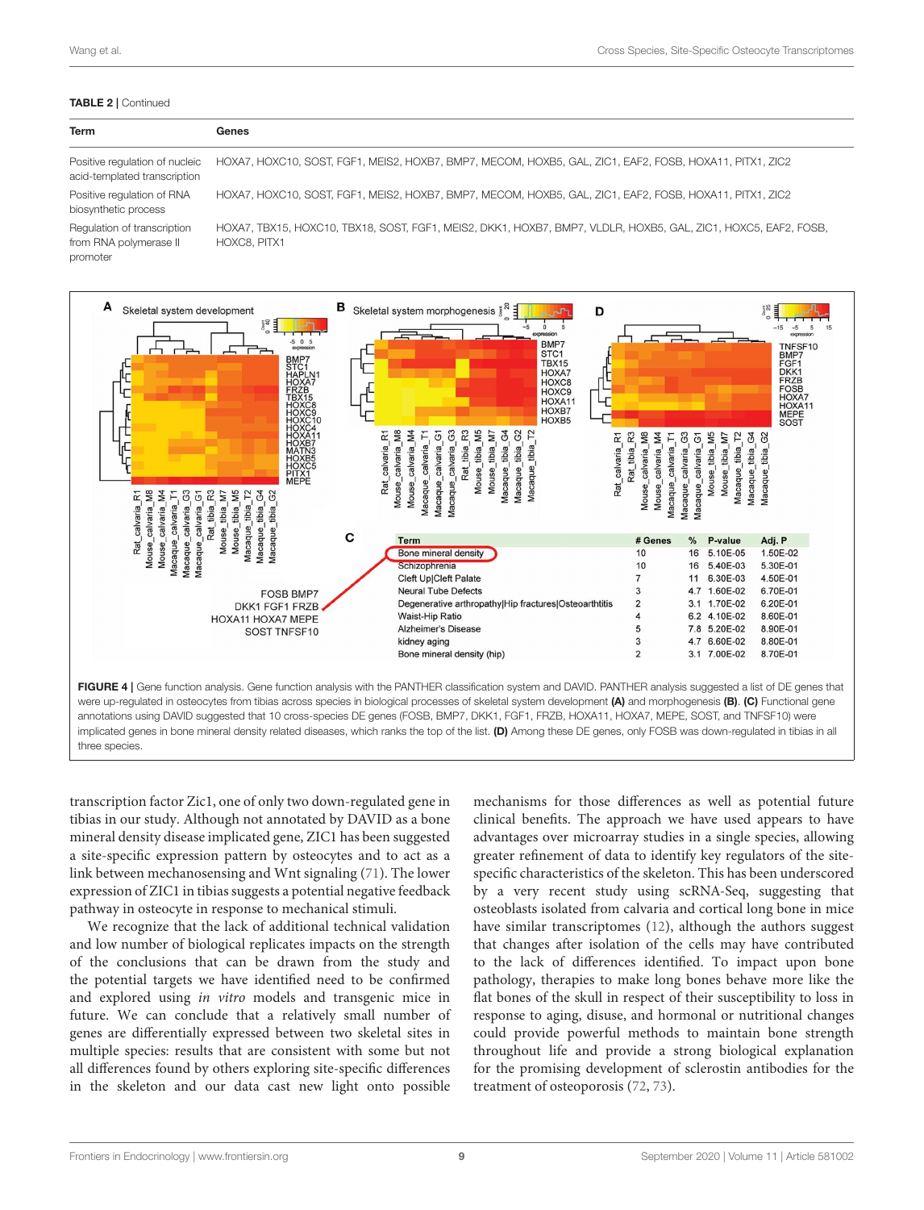**TABLE 2 | Continued**

| Term | Genes |
|---|---|
| Positive regulation of nucleic acid-templated transcription | HOXA7, HOXC10, SOST, FGF1, MEIS2, HOXB7, BMP7, MECOM, HOXB5, GAL, ZIC1, EAF2, FOSB, HOXA11, PITX1, ZIC2 |
| Positive regulation of RNA biosynthetic process | HOXA7, HOXC10, SOST, FGF1, MEIS2, HOXB7, BMP7, MECOM, HOXB5, GAL, ZIC1, EAF2, FOSB, HOXA11, PITX1, ZIC2 |
| Regulation of transcription from RNA polymerase II promoter | HOXA7, TBX15, HOXC10, TBX18, SOST, FGF1, MEIS2, DKK1, HOXB7, BMP7, VLDLR, HOXB5, GAL, ZIC1, HOXC5, EAF2, FOSB, HOXC8, PITX1 |

| Term | # Genes | % | P-value | Adj. P |
|---|---|---|---|---|
| Bone mineral density | 10 | 16 | 5.10E-05 | 1.50E-02 |
| Schizophrenia | 10 | 16 | 5.40E-03 | 5.30E-01 |
| Cleft Up\|Cleft Palate | 7 | 11 | 6.30E-03 | 4.50E-01 |
| Neural Tube Defects | 3 | 4.7 | 1.60E-02 | 6.70E-01 |
| Degenerative arthropathy\|Hip fractures\|Osteoarthtitis | 2 | 3.1 | 1.70E-02 | 6.20E-01 |
| Waist-Hip Ratio | 4 | 6.2 | 4.10E-02 | 8.60E-01 |
| Alzheimer's Disease | 5 | 7.8 | 5.20E-02 | 8.90E-01 |
| kidney aging | 3 | 4.7 | 6.60E-02 | 8.80E-01 |
| Bone mineral density (hip) | 2 | 3.1 | 7.00E-02 | 8.70E-01 |

**FIGURE 4 |** Gene function analysis. Gene function analysis with the PANTHER classification system and DAVID. PANTHER analysis suggested a list of DE genes that were up-regulated in osteocytes from tibias across species in biological processes of skeletal system development **(A)** and morphogenesis **(B)**. **(C)** Functional gene annotations using DAVID suggested that 10 cross-species DE genes (FOSB, BMP7, DKK1, FGF1, FRZB, HOXA11, HOXA7, MEPE, SOST, and TNFSF10) were implicated genes in bone mineral density related diseases, which ranks the top of the list. **(D)** Among these DE genes, only FOSB was down-regulated in tibias in all three species.

transcription factor Zic1, one of only two down-regulated gene in tibias in our study. Although not annotated by DAVID as a bone mineral density disease implicated gene, ZIC1 has been suggested a site-specific expression pattern by osteocytes and to act as a link between mechanosensing and Wnt signaling (71). The lower expression of ZIC1 in tibias suggests a potential negative feedback pathway in osteocyte in response to mechanical stimuli.

We recognize that the lack of additional technical validation and low number of biological replicates impacts on the strength of the conclusions that can be drawn from the study and the potential targets we have identified need to be confirmed and explored using *in vitro* models and transgenic mice in future. We can conclude that a relatively small number of genes are differentially expressed between two skeletal sites in multiple species: results that are consistent with some but not all differences found by others exploring site-specific differences in the skeleton and our data cast new light onto possible mechanisms for those differences as well as potential future clinical benefits. The approach we have used appears to have advantages over microarray studies in a single species, allowing greater refinement of data to identify key regulators of the site-specific characteristics of the skeleton. This has been underscored by a very recent study using scRNA-Seq, suggesting that osteoblasts isolated from calvaria and cortical long bone in mice have similar transcriptomes (12), although the authors suggest that changes after isolation of the cells may have contributed to the lack of differences identified. To impact upon bone pathology, therapies to make long bones behave more like the flat bones of the skull in respect of their susceptibility to loss in response to aging, disuse, and hormonal or nutritional changes could provide powerful methods to maintain bone strength throughout life and provide a strong biological explanation for the promising development of sclerostin antibodies for the treatment of osteoporosis (72, 73).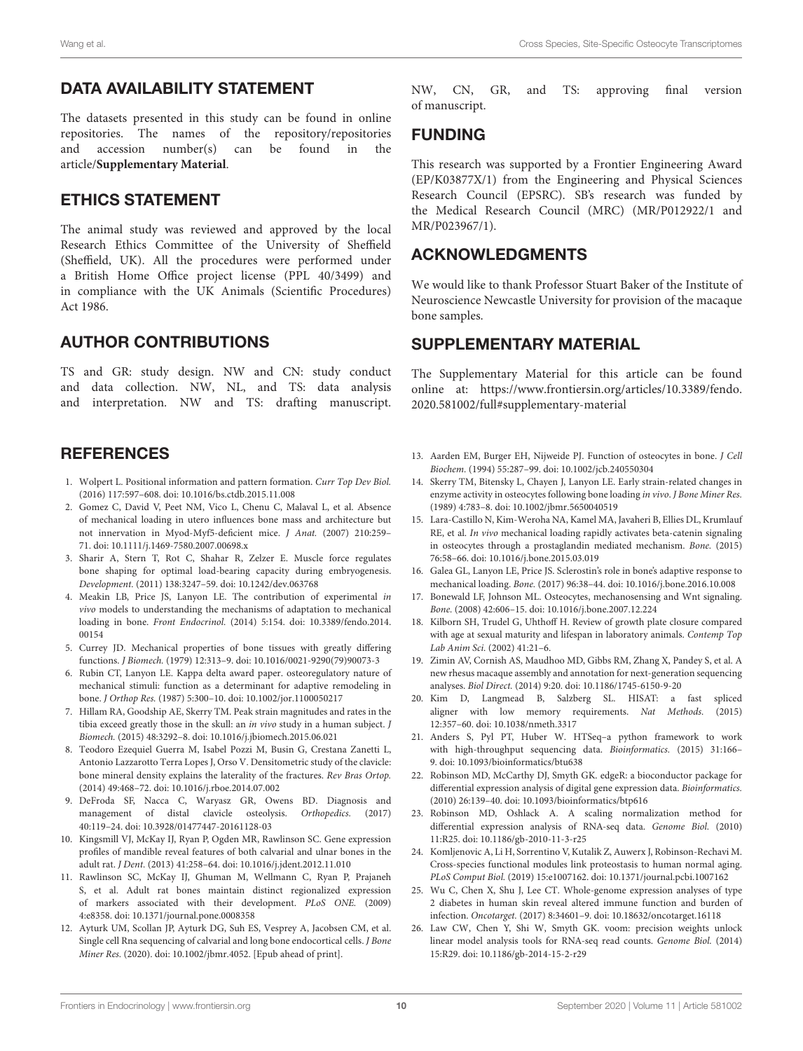## DATA AVAILABILITY STATEMENT

The datasets presented in this study can be found in online repositories. The names of the repository/repositories and accession number(s) can be found in the article/**Supplementary Material**.

## ETHICS STATEMENT

The animal study was reviewed and approved by the local Research Ethics Committee of the University of Sheffield (Sheffield, UK). All the procedures were performed under a British Home Office project license (PPL 40/3499) and in compliance with the UK Animals (Scientific Procedures) Act 1986.

## AUTHOR CONTRIBUTIONS

TS and GR: study design. NW and CN: study conduct and data collection. NW, NL, and TS: data analysis and interpretation. NW and TS: drafting manuscript. NW, CN, GR, and TS: approving final version of manuscript.

## FUNDING

This research was supported by a Frontier Engineering Award (EP/K03877X/1) from the Engineering and Physical Sciences Research Council (EPSRC). SB's research was funded by the Medical Research Council (MRC) (MR/P012922/1 and MR/P023967/1).

## ACKNOWLEDGMENTS

We would like to thank Professor Stuart Baker of the Institute of Neuroscience Newcastle University for provision of the macaque bone samples.

## SUPPLEMENTARY MATERIAL

The Supplementary Material for this article can be found online at: https://www.frontiersin.org/articles/10.3389/fendo.2020.581002/full#supplementary-material

## REFERENCES

1. Wolpert L. Positional information and pattern formation. *Curr Top Dev Biol.* (2016) 117:597–608. doi: 10.1016/bs.ctdb.2015.11.008
2. Gomez C, David V, Peet NM, Vico L, Chenu C, Malaval L, et al. Absence of mechanical loading in utero influences bone mass and architecture but not innervation in Myod-Myf5-deficient mice. *J Anat.* (2007) 210:259–71. doi: 10.1111/j.1469-7580.2007.00698.x
3. Sharir A, Stern T, Rot C, Shahar R, Zelzer E. Muscle force regulates bone shaping for optimal load-bearing capacity during embryogenesis. *Development.* (2011) 138:3247–59. doi: 10.1242/dev.063768
4. Meakin LB, Price JS, Lanyon LE. The contribution of experimental *in vivo* models to understanding the mechanisms of adaptation to mechanical loading in bone. *Front Endocrinol.* (2014) 5:154. doi: 10.3389/fendo.2014.00154
5. Currey JD. Mechanical properties of bone tissues with greatly differing functions. *J Biomech.* (1979) 12:313–9. doi: 10.1016/0021-9290(79)90073-3
6. Rubin CT, Lanyon LE. Kappa delta award paper. osteoregulatory nature of mechanical stimuli: function as a determinant for adaptive remodeling in bone. *J Orthop Res.* (1987) 5:300–10. doi: 10.1002/jor.1100050217
7. Hillam RA, Goodship AE, Skerry TM. Peak strain magnitudes and rates in the tibia exceed greatly those in the skull: an *in vivo* study in a human subject. *J Biomech.* (2015) 48:3292–8. doi: 10.1016/j.jbiomech.2015.06.021
8. Teodoro Ezequiel Guerra M, Isabel Pozzi M, Busin G, Crestana Zanetti L, Antonio Lazzarotto Terra Lopes J, Orso V. Densitometric study of the clavicle: bone mineral density explains the laterality of the fractures. *Rev Bras Ortop.* (2014) 49:468–72. doi: 10.1016/j.rboe.2014.07.002
9. DeFroda SF, Nacca C, Waryasz GR, Owens BD. Diagnosis and management of distal clavicle osteolysis. *Orthopedics.* (2017) 40:119–24. doi: 10.3928/01477447-20161128-03
10. Kingsmill VJ, McKay IJ, Ryan P, Ogden MR, Rawlinson SC. Gene expression profiles of mandible reveal features of both calvarial and ulnar bones in the adult rat. *J Dent.* (2013) 41:258–64. doi: 10.1016/j.jdent.2012.11.010
11. Rawlinson SC, McKay IJ, Ghuman M, Wellmann C, Ryan P, Prajaneh S, et al. Adult rat bones maintain distinct regionalized expression of markers associated with their development. *PLoS ONE.* (2009) 4:e8358. doi: 10.1371/journal.pone.0008358
12. Ayturk UM, Scollan JP, Ayturk DG, Suh ES, Vesprey A, Jacobsen CM, et al. Single cell Rna sequencing of calvarial and long bone endocortical cells. *J Bone Miner Res.* (2020). doi: 10.1002/jbmr.4052. [Epub ahead of print].
13. Aarden EM, Burger EH, Nijweide PJ. Function of osteocytes in bone. *J Cell Biochem.* (1994) 55:287–99. doi: 10.1002/jcb.240550304
14. Skerry TM, Bitensky L, Chayen J, Lanyon LE. Early strain-related changes in enzyme activity in osteocytes following bone loading *in vivo*. *J Bone Miner Res.* (1989) 4:783–8. doi: 10.1002/jbmr.5650040519
15. Lara-Castillo N, Kim-Weroha NA, Kamel MA, Javaheri B, Ellies DL, Krumlauf RE, et al. *In vivo* mechanical loading rapidly activates beta-catenin signaling in osteocytes through a prostaglandin mediated mechanism. *Bone.* (2015) 76:58–66. doi: 10.1016/j.bone.2015.03.019
16. Galea GL, Lanyon LE, Price JS. Sclerostin's role in bone's adaptive response to mechanical loading. *Bone.* (2017) 96:38–44. doi: 10.1016/j.bone.2016.10.008
17. Bonewald LF, Johnson ML. Osteocytes, mechanosensing and Wnt signaling. *Bone.* (2008) 42:606–15. doi: 10.1016/j.bone.2007.12.224
18. Kilborn SH, Trudel G, Uhthoff H. Review of growth plate closure compared with age at sexual maturity and lifespan in laboratory animals. *Contemp Top Lab Anim Sci.* (2002) 41:21–6.
19. Zimin AV, Cornish AS, Maudhoo MD, Gibbs RM, Zhang X, Pandey S, et al. A new rhesus macaque assembly and annotation for next-generation sequencing analyses. *Biol Direct.* (2014) 9:20. doi: 10.1186/1745-6150-9-20
20. Kim D, Langmead B, Salzberg SL. HISAT: a fast spliced aligner with low memory requirements. *Nat Methods.* (2015) 12:357–60. doi: 10.1038/nmeth.3317
21. Anders S, Pyl PT, Huber W. HTSeq–a python framework to work with high-throughput sequencing data. *Bioinformatics.* (2015) 31:166–9. doi: 10.1093/bioinformatics/btu638
22. Robinson MD, McCarthy DJ, Smyth GK. edgeR: a bioconductor package for differential expression analysis of digital gene expression data. *Bioinformatics.* (2010) 26:139–40. doi: 10.1093/bioinformatics/btp616
23. Robinson MD, Oshlack A. A scaling normalization method for differential expression analysis of RNA-seq data. *Genome Biol.* (2010) 11:R25. doi: 10.1186/gb-2010-11-3-r25
24. Komljenovic A, Li H, Sorrentino V, Kutalik Z, Auwerx J, Robinson-Rechavi M. Cross-species functional modules link proteostasis to human normal aging. *PLoS Comput Biol.* (2019) 15:e1007162. doi: 10.1371/journal.pcbi.1007162
25. Wu C, Chen X, Shu J, Lee CT. Whole-genome expression analyses of type 2 diabetes in human skin reveal altered immune function and burden of infection. *Oncotarget.* (2017) 8:34601–9. doi: 10.18632/oncotarget.16118
26. Law CW, Chen Y, Shi W, Smyth GK. voom: precision weights unlock linear model analysis tools for RNA-seq read counts. *Genome Biol.* (2014) 15:R29. doi: 10.1186/gb-2014-15-2-r29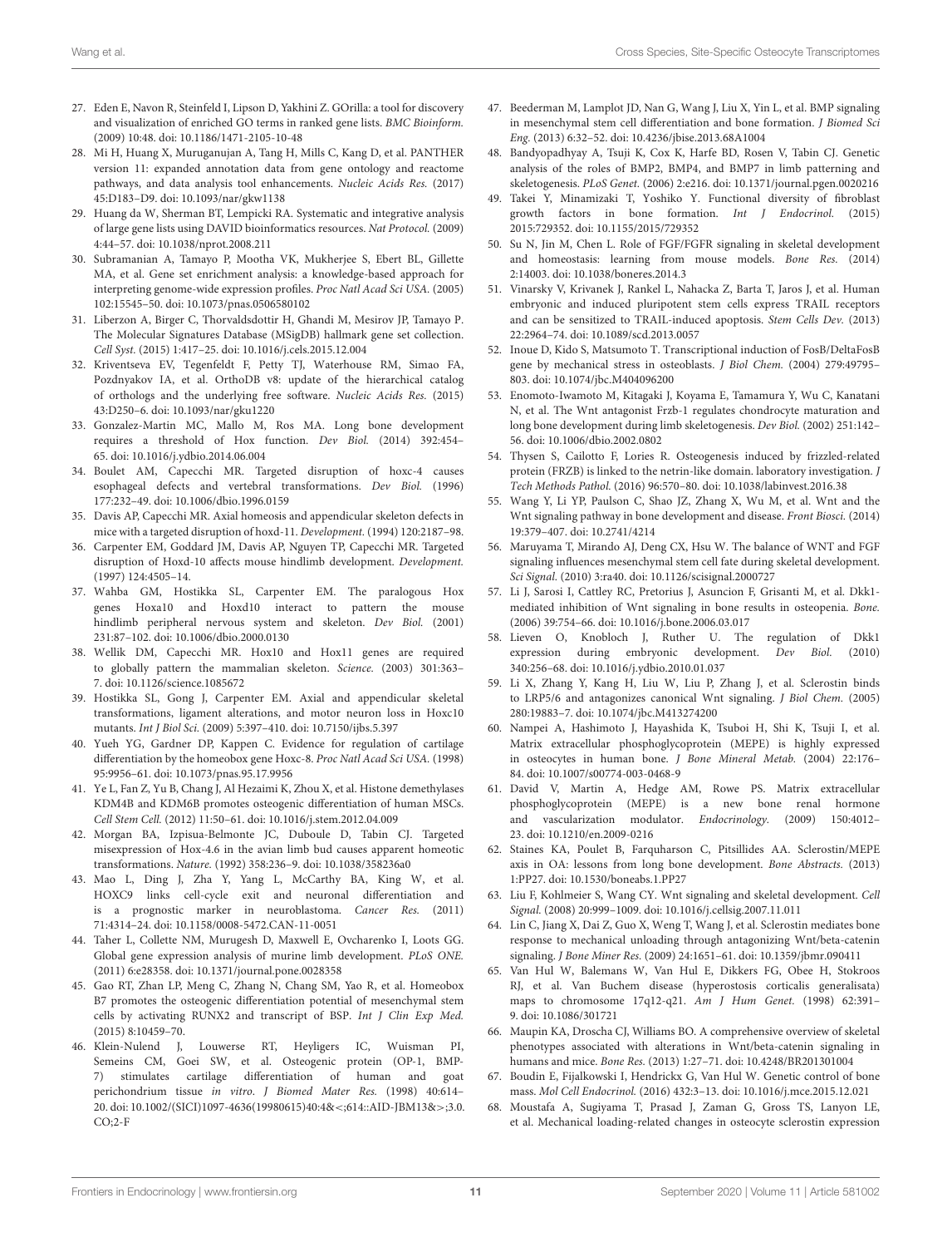27. Eden E, Navon R, Steinfeld I, Lipson D, Yakhini Z. GOrilla: a tool for discovery and visualization of enriched GO terms in ranked gene lists. *BMC Bioinform.* (2009) 10:48. doi: 10.1186/1471-2105-10-48
28. Mi H, Huang X, Muruganujan A, Tang H, Mills C, Kang D, et al. PANTHER version 11: expanded annotation data from gene ontology and reactome pathways, and data analysis tool enhancements. *Nucleic Acids Res.* (2017) 45:D183–D9. doi: 10.1093/nar/gkw1138
29. Huang da W, Sherman BT, Lempicki RA. Systematic and integrative analysis of large gene lists using DAVID bioinformatics resources. *Nat Protocol.* (2009) 4:44–57. doi: 10.1038/nprot.2008.211
30. Subramanian A, Tamayo P, Mootha VK, Mukherjee S, Ebert BL, Gillette MA, et al. Gene set enrichment analysis: a knowledge-based approach for interpreting genome-wide expression profiles. *Proc Natl Acad Sci USA.* (2005) 102:15545–50. doi: 10.1073/pnas.0506580102
31. Liberzon A, Birger C, Thorvaldsdottir H, Ghandi M, Mesirov JP, Tamayo P. The Molecular Signatures Database (MSigDB) hallmark gene set collection. *Cell Syst.* (2015) 1:417–25. doi: 10.1016/j.cels.2015.12.004
32. Kriventseva EV, Tegenfeldt F, Petty TJ, Waterhouse RM, Simao FA, Pozdnyakov IA, et al. OrthoDB v8: update of the hierarchical catalog of orthologs and the underlying free software. *Nucleic Acids Res.* (2015) 43:D250–6. doi: 10.1093/nar/gku1220
33. Gonzalez-Martin MC, Mallo M, Ros MA. Long bone development requires a threshold of Hox function. *Dev Biol.* (2014) 392:454–65. doi: 10.1016/j.ydbio.2014.06.004
34. Boulet AM, Capecchi MR. Targeted disruption of hoxc-4 causes esophageal defects and vertebral transformations. *Dev Biol.* (1996) 177:232–49. doi: 10.1006/dbio.1996.0159
35. Davis AP, Capecchi MR. Axial homeosis and appendicular skeleton defects in mice with a targeted disruption of hoxd-11. *Development.* (1994) 120:2187–98.
36. Carpenter EM, Goddard JM, Davis AP, Nguyen TP, Capecchi MR. Targeted disruption of Hoxd-10 affects mouse hindlimb development. *Development.* (1997) 124:4505–14.
37. Wahba GM, Hostikka SL, Carpenter EM. The paralogous Hox genes Hoxa10 and Hoxd10 interact to pattern the mouse hindlimb peripheral nervous system and skeleton. *Dev Biol.* (2001) 231:87–102. doi: 10.1006/dbio.2000.0130
38. Wellik DM, Capecchi MR. Hox10 and Hox11 genes are required to globally pattern the mammalian skeleton. *Science.* (2003) 301:363–7. doi: 10.1126/science.1085672
39. Hostikka SL, Gong J, Carpenter EM. Axial and appendicular skeletal transformations, ligament alterations, and motor neuron loss in Hoxc10 mutants. *Int J Biol Sci.* (2009) 5:397–410. doi: 10.7150/ijbs.5.397
40. Yueh YG, Gardner DP, Kappen C. Evidence for regulation of cartilage differentiation by the homeobox gene Hoxc-8. *Proc Natl Acad Sci USA.* (1998) 95:9956–61. doi: 10.1073/pnas.95.17.9956
41. Ye L, Fan Z, Yu B, Chang J, Al Hezaimi K, Zhou X, et al. Histone demethylases KDM4B and KDM6B promotes osteogenic differentiation of human MSCs. *Cell Stem Cell.* (2012) 11:50–61. doi: 10.1016/j.stem.2012.04.009
42. Morgan BA, Izpisua-Belmonte JC, Duboule D, Tabin CJ. Targeted misexpression of Hox-4.6 in the avian limb bud causes apparent homeotic transformations. *Nature.* (1992) 358:236–9. doi: 10.1038/358236a0
43. Mao L, Ding J, Zha Y, Yang L, McCarthy BA, King W, et al. HOXC9 links cell-cycle exit and neuronal differentiation and is a prognostic marker in neuroblastoma. *Cancer Res.* (2011) 71:4314–24. doi: 10.1158/0008-5472.CAN-11-0051
44. Taher L, Collette NM, Murugesh D, Maxwell E, Ovcharenko I, Loots GG. Global gene expression analysis of murine limb development. *PLoS ONE.* (2011) 6:e28358. doi: 10.1371/journal.pone.0028358
45. Gao RT, Zhan LP, Meng C, Zhang N, Chang SM, Yao R, et al. Homeobox B7 promotes the osteogenic differentiation potential of mesenchymal stem cells by activating RUNX2 and transcript of BSP. *Int J Clin Exp Med.* (2015) 8:10459–70.
46. Klein-Nulend J, Louwerse RT, Heyligers IC, Wuisman PI, Semeins CM, Goei SW, et al. Osteogenic protein (OP-1, BMP-7) stimulates cartilage differentiation of human and goat perichondrium tissue *in vitro*. *J Biomed Mater Res.* (1998) 40:614–20. doi: 10.1002/(SICI)1097-4636(19980615)40:4&<;614::AID-JBM13&>;3.0.CO;2-F
47. Beederman M, Lamplot JD, Nan G, Wang J, Liu X, Yin L, et al. BMP signaling in mesenchymal stem cell differentiation and bone formation. *J Biomed Sci Eng.* (2013) 6:32–52. doi: 10.4236/jbise.2013.68A1004
48. Bandyopadhyay A, Tsuji K, Cox K, Harfe BD, Rosen V, Tabin CJ. Genetic analysis of the roles of BMP2, BMP4, and BMP7 in limb patterning and skeletogenesis. *PLoS Genet.* (2006) 2:e216. doi: 10.1371/journal.pgen.0020216
49. Takei Y, Minamizaki T, Yoshiko Y. Functional diversity of fibroblast growth factors in bone formation. *Int J Endocrinol.* (2015) 2015:729352. doi: 10.1155/2015/729352
50. Su N, Jin M, Chen L. Role of FGF/FGFR signaling in skeletal development and homeostasis: learning from mouse models. *Bone Res.* (2014) 2:14003. doi: 10.1038/boneres.2014.3
51. Vinarsky V, Krivanek J, Rankel L, Nahacka Z, Barta T, Jaros J, et al. Human embryonic and induced pluripotent stem cells express TRAIL receptors and can be sensitized to TRAIL-induced apoptosis. *Stem Cells Dev.* (2013) 22:2964–74. doi: 10.1089/scd.2013.0057
52. Inoue D, Kido S, Matsumoto T. Transcriptional induction of FosB/DeltaFosB gene by mechanical stress in osteoblasts. *J Biol Chem.* (2004) 279:49795–803. doi: 10.1074/jbc.M404096200
53. Enomoto-Iwamoto M, Kitagaki J, Koyama E, Tamamura Y, Wu C, Kanatani N, et al. The Wnt antagonist Frzb-1 regulates chondrocyte maturation and long bone development during limb skeletogenesis. *Dev Biol.* (2002) 251:142–56. doi: 10.1006/dbio.2002.0802
54. Thysen S, Cailotto F, Lories R. Osteogenesis induced by frizzled-related protein (FRZB) is linked to the netrin-like domain. laboratory investigation. *J Tech Methods Pathol.* (2016) 96:570–80. doi: 10.1038/labinvest.2016.38
55. Wang Y, Li YP, Paulson C, Shao JZ, Zhang X, Wu M, et al. Wnt and the Wnt signaling pathway in bone development and disease. *Front Biosci.* (2014) 19:379–407. doi: 10.2741/4214
56. Maruyama T, Mirando AJ, Deng CX, Hsu W. The balance of WNT and FGF signaling influences mesenchymal stem cell fate during skeletal development. *Sci Signal.* (2010) 3:ra40. doi: 10.1126/scisignal.2000727
57. Li J, Sarosi I, Cattley RC, Pretorius J, Asuncion F, Grisanti M, et al. Dkk1-mediated inhibition of Wnt signaling in bone results in osteopenia. *Bone.* (2006) 39:754–66. doi: 10.1016/j.bone.2006.03.017
58. Lieven O, Knobloch J, Ruther U. The regulation of Dkk1 expression during embryonic development. *Dev Biol.* (2010) 340:256–68. doi: 10.1016/j.ydbio.2010.01.037
59. Li X, Zhang Y, Kang H, Liu W, Liu P, Zhang J, et al. Sclerostin binds to LRP5/6 and antagonizes canonical Wnt signaling. *J Biol Chem.* (2005) 280:19883–7. doi: 10.1074/jbc.M413274200
60. Nampei A, Hashimoto J, Hayashida K, Tsuboi H, Shi K, Tsuji I, et al. Matrix extracellular phosphoglycoprotein (MEPE) is highly expressed in osteocytes in human bone. *J Bone Mineral Metab.* (2004) 22:176–84. doi: 10.1007/s00774-003-0468-9
61. David V, Martin A, Hedge AM, Rowe PS. Matrix extracellular phosphoglycoprotein (MEPE) is a new bone renal hormone and vascularization modulator. *Endocrinology.* (2009) 150:4012–23. doi: 10.1210/en.2009-0216
62. Staines KA, Poulet B, Farquharson C, Pitsillides AA. Sclerostin/MEPE axis in OA: lessons from long bone development. *Bone Abstracts.* (2013) 1:PP27. doi: 10.1530/boneabs.1.PP27
63. Liu F, Kohlmeier S, Wang CY. Wnt signaling and skeletal development. *Cell Signal.* (2008) 20:999–1009. doi: 10.1016/j.cellsig.2007.11.011
64. Lin C, Jiang X, Dai Z, Guo X, Weng T, Wang J, et al. Sclerostin mediates bone response to mechanical unloading through antagonizing Wnt/beta-catenin signaling. *J Bone Miner Res.* (2009) 24:1651–61. doi: 10.1359/jbmr.090411
65. Van Hul W, Balemans W, Van Hul E, Dikkers FG, Obee H, Stokroos RJ, et al. Van Buchem disease (hyperostosis corticalis generalisata) maps to chromosome 17q12-q21. *Am J Hum Genet.* (1998) 62:391–9. doi: 10.1086/301721
66. Maupin KA, Droscha CJ, Williams BO. A comprehensive overview of skeletal phenotypes associated with alterations in Wnt/beta-catenin signaling in humans and mice. *Bone Res.* (2013) 1:27–71. doi: 10.4248/BR201301004
67. Boudin E, Fijalkowski I, Hendrickx G, Van Hul W. Genetic control of bone mass. *Mol Cell Endocrinol.* (2016) 432:3–13. doi: 10.1016/j.mce.2015.12.021
68. Moustafa A, Sugiyama T, Prasad J, Zaman G, Gross TS, Lanyon LE, et al. Mechanical loading-related changes in osteocyte sclerostin expression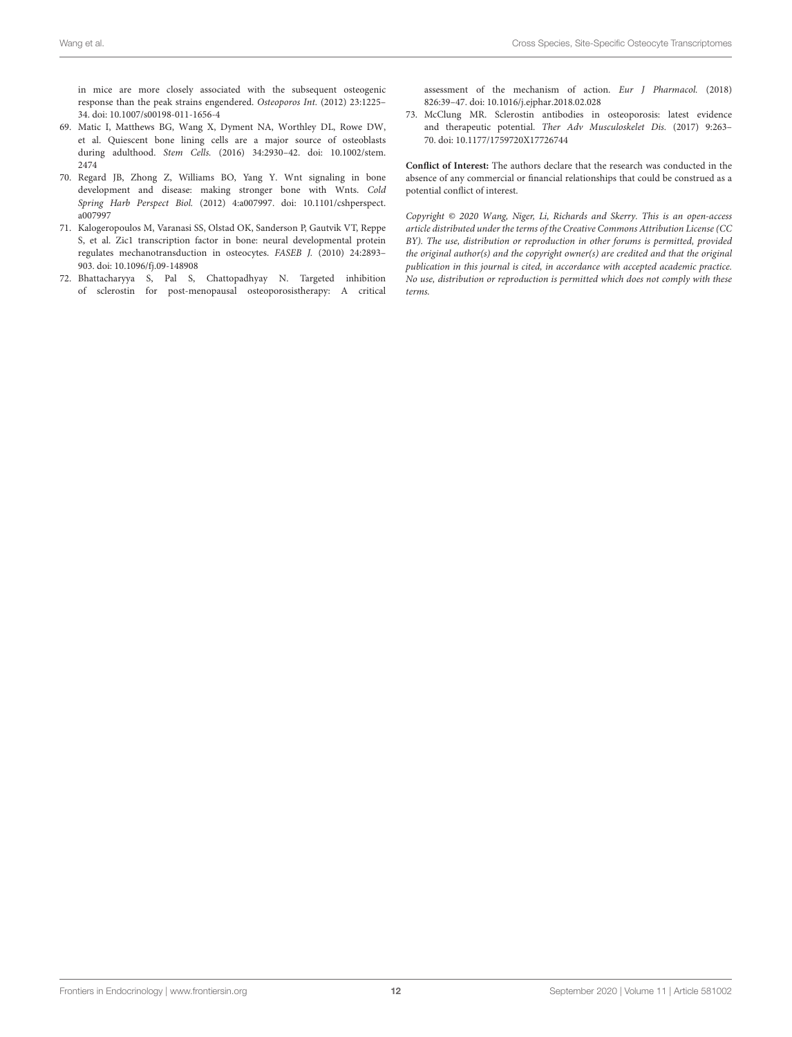in mice are more closely associated with the subsequent osteogenic response than the peak strains engendered. *Osteoporos Int.* (2012) 23:1225–34. doi: 10.1007/s00198-011-1656-4

69. Matic I, Matthews BG, Wang X, Dyment NA, Worthley DL, Rowe DW, et al. Quiescent bone lining cells are a major source of osteoblasts during adulthood. *Stem Cells.* (2016) 34:2930–42. doi: 10.1002/stem.2474
70. Regard JB, Zhong Z, Williams BO, Yang Y. Wnt signaling in bone development and disease: making stronger bone with Wnts. *Cold Spring Harb Perspect Biol.* (2012) 4:a007997. doi: 10.1101/cshperspect.a007997
71. Kalogeropoulos M, Varanasi SS, Olstad OK, Sanderson P, Gautvik VT, Reppe S, et al. Zic1 transcription factor in bone: neural developmental protein regulates mechanotransduction in osteocytes. *FASEB J.* (2010) 24:2893–903. doi: 10.1096/fj.09-148908
72. Bhattacharyya S, Pal S, Chattopadhyay N. Targeted inhibition of sclerostin for post-menopausal osteoporosistherapy: A critical assessment of the mechanism of action. *Eur J Pharmacol.* (2018) 826:39–47. doi: 10.1016/j.ejphar.2018.02.028
73. McClung MR. Sclerostin antibodies in osteoporosis: latest evidence and therapeutic potential. *Ther Adv Musculoskelet Dis.* (2017) 9:263–70. doi: 10.1177/1759720X17726744

**Conflict of Interest:** The authors declare that the research was conducted in the absence of any commercial or financial relationships that could be construed as a potential conflict of interest.

*Copyright © 2020 Wang, Niger, Li, Richards and Skerry. This is an open-access article distributed under the terms of the Creative Commons Attribution License (CC BY). The use, distribution or reproduction in other forums is permitted, provided the original author(s) and the copyright owner(s) are credited and that the original publication in this journal is cited, in accordance with accepted academic practice. No use, distribution or reproduction is permitted which does not comply with these terms.*